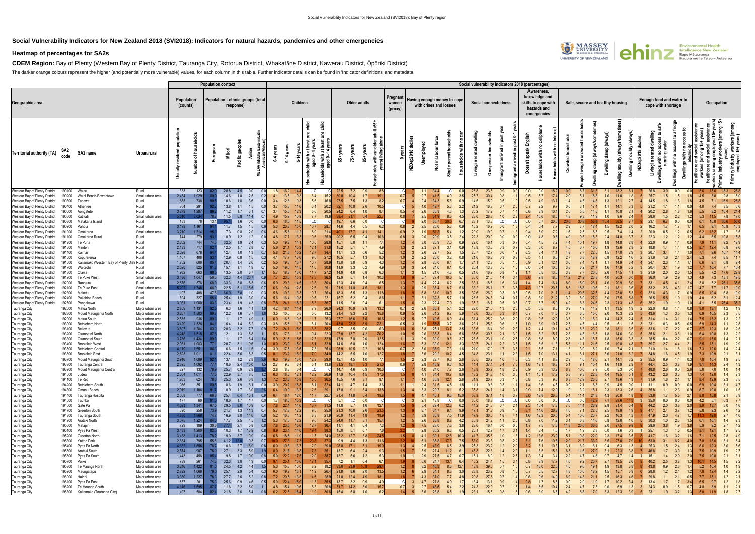# Social Vulnerability Indicators for New Zealand 2018 (SVI2018): Indicators for natural hazards, pandemics and other emergencies

## Heatmap of percentages for SA2s

**CDEM Region:** Bay of Plenty (Western Bay of Plenty District, Tauranga City, Rotorua District, Whakatāne District, Kawerau District, Ōpōtiki District)

The darker orange colours represent the higher (and potentially more vulnerable) values, for each column in this table. Further indicator details can be found in 'Indicator definitions' and metadata.

| Geographic area | | | | Population (counts) | | Population - ethnic groups (total response) | | | | | Children | | | | | Older adults | | | | Pregnant women (proxy) | Having enough money to cope with crises and losses | | | | | Social connectedness | | | | Awareness, knowledge and skills to cope with hazards and emergencies | | | Safe, secure and healthy housing | | | | | | Enough food and water to cope with shortage | | | | | Occupation | | | |
|---|---|---|---|---|---|---|---|---|---|---|---|---|---|---|---|---|---|---|---|---|---|---|---|---|---|---|---|---|---|---|---|---|---|---|---|---|---|---|---|---|---|---|---|---|---|---|---|
| Territorial authority (TA) | SA2 code | SA2 name | Urban/rural | Usually resident population | Number of households | European | Māori | Pacific peoples | Asian | MELAA (Middle Eastern/Latin American/African) | 0-4 years | 0-14 years | 5-14 years | Households with at least one child aged 0-4 years | Households with at least one child aged 0-14 years | 65+ years | 75+ years | 85+ years | Households with an older adult (65+ years) living alone | 0 years | NZDep2018 deciles | Unemployed | Not in labour force | Single parent households | Households with no car | Living in rented dwelling | One-person households | Immigrant arrived in past year | Immigrant arrived in past 0-1 years | Doesn't speak English | Households with no cellphone | Households with no Internet | Crowded households | People living in crowded households | Dwelling damp (always/sometimes) | Dwelling damp (always) | Dwelling mouldy (always/sometimes) | Dwelling mouldy (always) | NZDep2018 deciles | Living in rented dwelling | Dwellings with no access to safe running water | Dwellings with no access to a fridge | Dwellings with no access to electricity | Healthcare and social assistance workers (among 15+ years) | Healthcare and social assistance workers (among employed 15+ years) | Primary industry workers (among 15+ years) | Primary industry workers (among employed 15+ years) |
| Western Bay of Plenty District | 190100 | Waiau | Rural | 333 | 123 | 82.9 | 28.8 | 4.5 | 0.0 | 0.0 | 1.8 | 16.2 | 14.4 | ..C | | 22.5 | 7.2 | 0.9 | 8.8 | ..C | 7 | 1.1 | 34.4 | ..C | 0.0 | 26.8 | 23.5 | 0.9 | 0.9 | 0.0 | 0.0 | 18.2 | 10.0 | 8.7 | 31.3 | 3.1 | 18.2 | 6.1 | 7 | 26.8 | 3.0 | 0.0 | 0.0 | 8.6 | 13.6 | 18.3 | 28.8 |
| Western Bay of Plenty District | 190200 | Waihi Beach-Bowentown | Small urban area | 2,484 | 1,029 | 89.9 | 14.6 | 1.0 | 2.5 | 0.2 | 4.1 | 13.5 | 9.4 | 6.4 | 15.2 | 30.8 | 10.4 | 1.7 | 19.1 | 0.7 | 5 | 2.7 | 41.5 | 4.9 | 3.5 | 25.7 | 30.4 | 0.8 | 1.1 | 0.5 | 5.7 | 17.4 | 2.0 | 5.1 | 16.8 | 1.6 | 11.0 | 1.8 | 5 | 25.7 | 1.5 | 1.5 | 1.8 | 4.5 | 8.0 | 2.8 | 5.0 |
| Western Bay of Plenty District | 190300 | Tahawai | Rural | 1,833 | 738 | 90.5 | 10.6 | 1.8 | 3.6 | 0.0 | 3.4 | 12.8 | 9.3 | 5.6 | 16.8 | 27.5 | 7.5 | 1.3 | 8.2 | 0.7 | 4 | 2.4 | 34.3 | 5.6 | 0.9 | 14.5 | 15.9 | 0.5 | 1.0 | 0.5 | 4.9 | 13.7 | 1.4 | 4.5 | 14.3 | 1.3 | 12.1 | 2.7 | 4 | 14.5 | 1.8 | 1.3 | 1.8 | 4.5 | 7.1 | 16.9 | 26.8 |
| Western Bay of Plenty District | 190400 | Athenree | Rural | 804 | 291 | 92.2 | 13.8 | 1.1 | 1.5 | 0.0 | 3.7 | 15.3 | 11.6 | 6.4 | 20.2 | 32.1 | 10.8 | 2.6 | 10.5 | ..C | 5 | 4.0 | 42.7 | 5.3 | 2.2 | 21.2 | 16.8 | 0.7 | 2.6 | 0.7 | 2.2 | 9.7 | 0.0 | 3.1 | 17.4 | 1.1 | 14.1 | 3.3 | 5 | 21.2 | 1.1 | 1.1 | 0.0 | 4.0 | 7.4 | 3.5 | 6.6 |
| Western Bay of Plenty District | 190500 | Aongatete | Rural | 3,279 | 1,287 | 89.2 | 11.2 | 1.7 | 3.1 | 0.1 | 3.4 | 15.6 | 12.3 | 5.6 | 20.5 | 24.2 | 6.4 | 1.0 | 8.4 | 0.5 | 4 | 2.6 | 30.3 | 4.3 | 1.3 | 20.2 | 17.2 | 0.7 | 1.4 | 0.6 | 3.9 | 10.4 | 2.6 | 5.5 | 14.5 | 1.1 | 10.8 | 2.1 | 4 | 20.2 | 2.8 | 1.8 | 1.8 | 5.5 | 8.2 | 16.4 | 24.4 |
| Western Bay of Plenty District | 190600 | Katikati | Small urban area | 5,010 | 2,034 | 78.7 | 11.5 | 5.8 | 11.4 | 0.1 | 4.9 | 15.9 | 10.9 | 7.7 | 19.6 | 38.4 | 21.1 | 5.4 | 22.7 | 0.8 | 7 | 2.5 | 51.8 | 8.3 | 4.5 | 28.6 | 28.8 | 1.0 | 2.2 | 2.4 | 10.6 | 18.8 | 4.3 | 9.3 | 11.9 | 1.0 | 9.6 | 2.4 | 7 | 28.6 | 1.5 | 2.2 | 1.2 | 5.3 | 11.5 | 7.8 | 17.0 |
| Western Bay of Plenty District | 190800 | Matakana Island | Rural | 183 | 78 | 13.1 | 95.1 | 1.6 | 0.0 | 0.0 | 6.6 | 18.0 | 11.5 | ..C | | 19.7 | 6.6 | 0.0 | ..C | ..C | 9 | 2.0 | 36.7 | 20.0 | 6.7 | 23.1 | 13.3 | ..C | | 0.0 | 6.7 | 20.0 | 20.0 | 30.8 | 53.8 | 15.4 | 38.5 | 7.7 | 9 | 23.1 | 6.7 | 0.0 | 0.0 | 6.1 | 10.0 | 30.6 | 50.0 |
| Western Bay of Plenty District | 190900 | Pahoia | Rural | 3,198 | 1,161 | 94.1 | 11.7 | 1.5 | 1.5 | 0.6 | 5.3 | 20.3 | 15.0 | 10.7 | 28.7 | 14.6 | 4.4 | 0.5 | 6.2 | 0.8 | 2 | 2.5 | 26.6 | 5.3 | 0.9 | 16.2 | 16.9 | 0.6 | 1.3 | 0.4 | 5.4 | 7.7 | 2.9 | 3.7 | 18.4 | 1.5 | 12.2 | 2.0 | 2 | 16.2 | 1.7 | 1.7 | 1.1 | 6.5 | 9.1 | 10.8 | 15.3 |
| Western Bay of Plenty District | 191000 | Omokoroa | Small urban area | 3,210 | 1,314 | 95.0 | 7.3 | 0.8 | 2.0 | 0.6 | 4.6 | 15.8 | 11.2 | 8.0 | 21.4 | 40.1 | 17.7 | 4.1 | 14.1 | 0.9 | 2 | 1.9 | 55.2 | 5.4 | 1.2 | 20.0 | 19.0 | 0.7 | 1.3 | 0.4 | 6.0 | 7.2 | 1.6 | 2.5 | 8.5 | 0.5 | 7.4 | 1.4 | 2 | 20.0 | 0.5 | 1.2 | 0.5 | 6.2 | 13.2 | 1.7 | 3.5 |
| Western Bay of Plenty District | 191100 | Omokoroa Rural | Rural | 744 | 279 | 93.1 | 10.9 | 1.2 | 1.2 | 0.0 | 4.8 | 17.7 | 13.3 | 10.6 | 25.9 | 20.2 | 6.5 | 0.4 | 10.6 | 0.8 | 3 | 2.0 | 29.9 | 3.5 | 2.4 | 22.3 | 20.0 | 0.0 | 0.0 | 0.0 | 4.8 | 9.6 | 4.0 | 9.5 | 18.3 | 2.4 | 14.8 | 3.7 | 3 | 22.3 | 1.2 | 1.2 | 1.2 | 4.3 | 6.5 | 10.8 | 15.8 |
| Western Bay of Plenty District | 191200 | Te Puna | Rural | 2,262 | 744 | 74.3 | 32.5 | 1.9 | 2.4 | 0.3 | 5.0 | 19.2 | 14.1 | 10.0 | 28.8 | 15.1 | 5.8 | 1.1 | 7.4 | 1.2 | 4 | 3.0 | 25.9 | 7.0 | 0.9 | 22.0 | 16.1 | 0.3 | 0.7 | 0.4 | 4.5 | 7.2 | 4.4 | 10.1 | 19.7 | 1.8 | 14.8 | 2.8 | 4 | 22.0 | 0.9 | 1.4 | 0.9 | 7.9 | 11.1 | 9.2 | 12.9 |
| Western Bay of Plenty District | 191300 | Minden | Rural | 2,133 | 717 | 92.4 | 12.5 | 1.7 | 2.8 | 0.1 | 5.6 | 21.1 | 15.3 | 12.1 | 31.8 | 15.2 | 5.1 | 0.7 | 4.9 | 1.3 | 2 | 2.3 | 27.1 | 3.1 | 0.9 | 18.8 | 13.5 | 0.3 | 0.7 | 0.3 | 5.0 | 8.7 | 4.5 | 6.7 | 15.0 | 1.9 | 12.6 | 2.8 | 2 | 18.8 | 1.4 | 1.4 | 0.5 | 8.7 | 12.4 | 6.8 | 9.6 |
| Western Bay of Plenty District | 191400 | Kaimai | Rural | 2,028 | 678 | 94.4 | 12.4 | 1.0 | 1.3 | 0.7 | 5.8 | 21.0 | 15.2 | 12.7 | 34.4 | 11.1 | 3.3 | 0.6 | 5.2 | 1.2 | 3 | 2.6 | 22.7 | 5.7 | 1.5 | 20.7 | 12.7 | 0.6 | 1.2 | 0.3 | 3.4 | 11.1 | 4.8 | 7.7 | 22.5 | 1.5 | 17.6 | 2.9 | 3 | 20.7 | 3.4 | 1.4 | 1.1 | 7.1 | 9.6 | 10.7 | 14.4 |
| Western Bay of Plenty District | 191500 | Kopurererua | Rural | 1,167 | 408 | 93.1 | 12.9 | 0.8 | 1.5 | 0.3 | 4.1 | 17.7 | 13.6 | 9.6 | 27.2 | 16.5 | 5.7 | 1.3 | 8.0 | 1.0 | 2 | 2.2 | 26.0 | 3.2 | 0.8 | 21.6 | 16.8 | 0.3 | 0.8 | 0.5 | 4.1 | 6.6 | 2.7 | 6.3 | 18.9 | 0.8 | 12.2 | 1.6 | 2 | 21.6 | 1.6 | 2.4 | 2.4 | 5.3 | 7.4 | 8.5 | 11.7 |
| Western Bay of Plenty District | 191600 | Kaitemako (Western Bay of Plenty District) | Rural | 1,752 | 606 | 85.4 | 20.4 | 1.4 | 2.6 | 0.2 | 5.5 | 19.3 | 13.7 | 10.7 | 28.9 | 13.0 | 3.8 | 0.9 | 4.3 | 1.2 | 4 | 2.8 | 25.0 | 6.4 | 1.7 | 24.1 | 12.8 | 0.5 | 1.1 | 0.9 | 5.1 | 12.4 | 3.6 | 7.4 | 17.1 | 1.1 | 14.9 | 3.4 | 4 | 24.1 | 2.3 | 1.1 | 1.1 | 6.6 | 9.1 | 6.8 | 9.4 |
| Western Bay of Plenty District | 191700 | Wairoa | Rural | 2,520 | 825 | 91.2 | 15.1 | 1.1 | 1.9 | 0.1 | 5.0 | 19.5 | 14.5 | 11.0 | 30.8 | 11.9 | 3.3 | 0.2 | 4.9 | 1.0 | 3 | 2.4 | 24.0 | 6.1 | 0.2 | 20.4 | 13.3 | 0.5 | 1.5 | 0.0 | 5.4 | 10.5 | 3.8 | 6.2 | 21.7 | 1.6 | 17.9 | 3.2 | 3 | 20.4 | 3.1 | 1.9 | 1.2 | 7.7 | 10.4 | 7.7 | 10.4 |
| Western Bay of Plenty District | 191800 | Otawa | Rural | 1,932 | 663 | 88.5 | 13.5 | 2.0 | 3.7 | 1.1 | 5.7 | 18.8 | 13.0 | 11.7 | 27.2 | 14.9 | 4.0 | 0.8 | 6.3 | 1.1 | 3 | 1.5 | 21.6 | 4.3 | 0.5 | 21.6 | 16.9 | 0.8 | 1.2 | 1.1 | 6.5 | 13.6 | 3.3 | 7.7 | 20.5 | 2.6 | 17.5 | 4.1 | 3 | 21.6 | 2.0 | 2.0 | 1.5 | 5.5 | 7.2 | 17.6 | 22.8 |
| Western Bay of Plenty District | 191900 | Te Puke West | Small urban area | 3,486 | 1,047 | 56.5 | 32.3 | 4.4 | 20.7 | 0.9 | 7.7 | 23.0 | 15.3 | 17.3 | 36.5 | 12.9 | 5.1 | 1.4 | 10.3 | 1.8 | 9 | 5.7 | 27.4 | 10.0 | 5.1 | 36.0 | 21.0 | 1.4 | 3.4 | 3.6 | 9.8 | 18.0 | 11.2 | 21.9 | 23.8 | 4.0 | 20.3 | 6.0 | 9 | 36.0 | 1.9 | 2.9 | 1.3 | 4.9 | 7.3 | 13.1 | 19.5 |
| Western Bay of Plenty District | 192000 | Rangiuru | Rural | 2,676 | 876 | 68.9 | 33.3 | 3.8 | 8.3 | 0.6 | 5.9 | 20.3 | 14.5 | 13.8 | 30.4 | 12.3 | 4.0 | 0.4 | 6.5 | 1.3 | 7 | 4.4 | 22.4 | 6.2 | 2.5 | 33.1 | 18.5 | 1.6 | 3.4 | 1.4 | 7.4 | 16.4 | 8.0 | 15.0 | 26.1 | 4.6 | 20.9 | 6.0 | 7 | 33.1 | 4.5 | 4.1 | 2.4 | 3.8 | 5.2 | 26.1 | 35.6 |
| Western Bay of Plenty District | 192100 | Te Puke East | Small urban area | 5,202 | 1,746 | 66.0 | 22.5 | 5.1 | 18.5 | 0.3 | 6.6 | 19.4 | 12.8 | 12.6 | 29.1 | 21.5 | 11.8 | 4.5 | 18.1 | 1.3 | 9 | 2.9 | 35.4 | 8.7 | 5.6 | 33.2 | 26.1 | 1.7 | 3.5 | 4.3 | 10.7 | 20.5 | 8.3 | 16.8 | 19.6 | 2.1 | 18.1 | 3.6 | 9 | 33.2 | 2.6 | 4.3 | 1.7 | 4.7 | 7.7 | 11.7 | 19.0 |
| Western Bay of Plenty District | 192300 | Maketu | Rural | 1,197 | 408 | 47.6 | 66.9 | 7.8 | 1.0 | 0.3 | 5.8 | 19.3 | 13.3 | 10.7 | 26.4 | 18.3 | 5.5 | 1.3 | 11.8 | 1.8 | 8 | 6.8 | 31.0 | 10.9 | 3.5 | 32.6 | 26.9 | 0.3 | 0.8 | 0.5 | 7.0 | 21.7 | 11.4 | 20.5 | 32.5 | 4.4 | 23.0 | 5.3 | 8 | 32.6 | 4.3 | 1.7 | 0.9 | 6.5 | 10.4 | 6.8 | 10.9 |
| Western Bay of Plenty District | 192400 | Pukehina Beach | Rural | 804 | 327 | 85.4 | 25.4 | 1.9 | 3.0 | 0.4 | 5.6 | 16.4 | 10.8 | 10.6 | 22.1 | 15.7 | 5.2 | 0.4 | 8.6 | 1.1 | 7 | 3.1 | 32.3 | 5.7 | 1.0 | 26.5 | 24.8 | 0.4 | 0.7 | 0.8 | 3.0 | 21.2 | 3.2 | 6.0 | 27.0 | 3.0 | 17.5 | 5.8 | 7 | 26.5 | 5.8 | 1.9 | 1.9 | 4.0 | 6.2 | 8.1 | 12.4 |
| Western Bay of Plenty District | 192500 | Pongakawa | Rural | 3,081 | 1,080 | 83.3 | 23.4 | 1.9 | 4.3 | 0.8 | 7.8 | 24.1 | 16.2 | 15.3 | 36.7 | 11.5 | 2.8 | 0.4 | 6.1 | 1.5 | 6 | 2.3 | 22.4 | 7.0 | 1.9 | 35.2 | 18.7 | 0.5 | 0.8 | 0.7 | 6.7 | 15.9 | 4.2 | 8.3 | 24.6 | 2.3 | 21.3 | 4.8 | 6 | 35.2 | 1.9 | 1.9 | 1.0 | 4.1 | 5.5 | 26.4 | 35.2 |
| Tauranga City | 192600 | Matua North | Major urban area | 2,859 | 1,131 | 92.9 | 6.3 | 1.6 | 4.1 | 1.0 | 4.2 | 18.4 | 14.4 | 7.9 | 26.0 | 24.3 | 10.9 | 2.8 | 13.2 | 0.7 | 2 | 2.6 | 36.1 | 5.4 | 2.2 | 22.0 | 21.6 | 1.3 | 2.3 | 0.5 | 5.5 | 8.0 | 0.9 | 1.9 | 14.2 | 1.1 | 13.5 | 1.9 | 2 | 22.0 | 0.8 | 1.4 | 0.8 | 8.0 | 13.1 | 1.2 | 1.9 |
| Tauranga City | 192800 | Mount Maunganui North | Major urban area | 3,267 | 1,503 | 89.7 | 12.2 | 1.6 | 3.7 | 1.8 | 3.5 | 10.0 | 6.5 | 5.6 | 13.2 | 21.4 | 9.3 | 2.2 | 15.8 | 0.9 | 5 | 2.6 | 31.2 | 6.7 | 5.9 | 43.6 | 33.3 | 3.3 | 6.4 | 0.7 | 7.0 | 14.5 | 3.7 | 6.5 | 15.6 | 2.0 | 10.3 | 2.2 | 5 | 43.6 | 1.3 | 3.5 | 1.3 | 6.9 | 10.5 | 2.3 | 3.5 |
| Tauranga City | 192900 | Matua South | Major urban area | 2,535 | 936 | 89.3 | 11.1 | 1.7 | 4.9 | 1.1 | 6.0 | 16.6 | 10.5 | 11.7 | 25.3 | 27.7 | 16.6 | 7.6 | 16.6 | 1.2 | 5 | 2.7 | 40.6 | 8.0 | 4.4 | 31.4 | 25.2 | 0.8 | 2.0 | 0.8 | 9.5 | 12.9 | 3.3 | 6.2 | 16.2 | 1.4 | 14.2 | 2.4 | 5 | 31.4 | 1.4 | 3.1 | 1.4 | 7.5 | 13.2 | 1.3 | 2.2 |
| Tauranga City | 193000 | Bethlehem North | Major urban area | 3,429 | 1,326 | 84.1 | 18.4 | 1.4 | 5.2 | 0.3 | 3.8 | 15.8 | 11.7 | 6.1 | 20.4 | 43.8 | 28.2 | 8.8 | 23.1 | 0.5 | 4 | 1.9 | 58.4 | 3.7 | 3.6 | 23.1 | 25.3 | 0.6 | 1.4 | 1.0 | 8.9 | 10.7 | 2.5 | 4.5 | 15.4 | 0.5 | 5.1 | 1.5 | 3 | 23.1 | 0.3 | 0.5 | 0.5 | 5.9 | 14.3 | 1.1 | 2.8 |
| Tauranga City | 193100 | Bellevue | Major urban area | 3,807 | 1,284 | 83.0 | 20.3 | 3.2 | 7.7 | 0.9 | 7.2 | 24.1 | 16.9 | 16.3 | 38.2 | 9.7 | 3.5 | 0.6 | 6.5 | 1.0 | 4 | 3.8 | 25.1 | 13.7 | 3.5 | 33.6 | 16.4 | 0.9 | 2.3 | 1.2 | 4.4 | 10.1 | 4.8 | 8.3 | 23.2 | 2.8 | 18.1 | 3.5 | 4 | 33.6 | 1.7 | 2.2 | 0.5 | 8.7 | 12.3 | 1.8 | 2.5 |
| Tauranga City | 193200 | Otumoetai North | Major urban area | 4,248 | 1,818 | 87.8 | 12.1 | 1.3 | 6.8 | 1.1 | 5.6 | 17.3 | 11.7 | 9.4 | 22.3 | 27.0 | 13.7 | 4.2 | 20.2 | 1.0 | 6 | 2.6 | 38.3 | 8.4 | 5.6 | 35.6 | 30.6 | 2.1 | 3.0 | 1.5 | 8.2 | 15.7 | 2.8 | 4.5 | 16.3 | 1.8 | 14.6 | 3.0 | 6 | 35.6 | 2.1 | 3.6 | 1.0 | 6.4 | 10.8 | 1.3 | 2.2 |
| Tauranga City | 193300 | Otumoetai South | Major urban area | 3,786 | 1,434 | 89.3 | 11.1 | 1.7 | 6.4 | 1.4 | 5.9 | 21.6 | 15.6 | 12.3 | 32.8 | 17.9 | 7.8 | 2.0 | 12.5 | 1.1 | 3 | 2.9 | 30.0 | 9.6 | 3.7 | 28.5 | 23.1 | 1.0 | 2.5 | 0.8 | 6.8 | 8.9 | 2.8 | 4.3 | 18.7 | 1.8 | 15.6 | 3.3 | 3 | 28.5 | 0.4 | 2.2 | 0.7 | 9.1 | 13.6 | 1.4 | 2.1 |
| Tauranga City | 193400 | Brookfield West | Major urban area | 2,931 | 1,083 | 77.1 | 20.7 | 3.1 | 10.6 | 1.3 | 8.0 | 23.0 | 15.0 | 16.1 | 34.0 | 14.6 | 6.8 | 1.0 | 12.4 | 1.4 | 8 | 5.3 | 30.0 | 12.1 | 5.3 | 39.7 | 24.1 | 2.2 | 3.5 | 1.5 | 6.5 | 11.9 | 5.8 | 11.1 | 23.5 | 2.5 | 19.0 | 4.8 | 8 | 39.7 | 2.7 | 4.4 | 2.1 | 8.4 | 12.1 | 1.9 | 2.9 |
| Tauranga City | 193500 | Bethlehem Central | Major urban area | 4,119 | 1,551 | 86.3 | 6.6 | 1.5 | 11.5 | 0.4 | 3.9 | 17.5 | 13.6 | 7.3 | 25.6 | 25.9 | 10.5 | 2.2 | 10.8 | 0.7 | 3 | 3.0 | 38.9 | 7.3 | 1.6 | 21.0 | 17.0 | 1.7 | 3.6 | 2.1 | 5.5 | 7.1 | 1.3 | 3.0 | 8.2 | 1.0 | 7.4 | 2.1 | 3 | 21.0 | 1.4 | 1.6 | 1.4 | 7.3 | 12.6 | 1.4 | 2.4 |
| Tauranga City | 193600 | Brookfield East | Major urban area | 2,823 | 1,011 | 81.1 | 22.4 | 3.6 | 6.3 | 0.5 | 8.1 | 23.2 | 15.2 | 17.0 | 34.0 | 14.2 | 5.5 | 1.0 | 12.7 | 1.8 | 7 | 3.6 | 29.2 | 10.2 | 4.5 | 34.8 | 23.1 | 1.1 | 2.3 | 1.5 | 7.0 | 13.1 | 4.1 | 8.1 | 27.1 | 3.6 | 21.0 | 6.2 | 7 | 34.8 | 1.6 | 4.5 | 1.9 | 7.3 | 10.9 | 2.1 | 3.1 |
| Tauranga City | 193700 | Mount Maunganui South | Major urban area | 2,916 | 1,089 | 92.1 | 13.1 | 1.2 | 2.8 | 2.6 | 6.3 | 19.3 | 13.0 | 12.2 | 29.0 | 12.1 | 4.5 | 1.0 | 7.1 | 1.5 | 2 | 2.3 | 22.7 | 6.6 | 2.6 | 35.5 | 20.2 | 1.6 | 4.0 | 0.3 | 4.1 | 8.8 | 2.9 | 4.0 | 18.6 | 2.1 | 14.1 | 3.2 | 2 | 35.5 | 0.9 | 1.4 | 0.3 | 7.8 | 10.4 | 1.9 | 2.5 |
| Tauranga City | 193800 | Tauranga Central | Major urban area | 2,625 | 1,092 | 77.4 | 10.6 | 2.4 | 15.0 | 1.5 | 2.7 | 9.3 | 6.4 | 5.1 | 13.8 | 31.5 | 18.1 | 8.3 | 21.0 | 0.6 | 7 | 2.8 | 40.9 | 6.6 | 9.6 | 44.4 | 37.4 | 3.4 | 7.6 | 1.6 | 12.1 | 16.8 | 5.1 | 9.1 | 15.4 | 1.6 | 11.9 | 2.9 | 7 | 44.4 | 2.5 | 3.8 | 1.9 | 8.1 | 14.3 | 2.4 | 4.3 |
| Tauranga City | 193900 | Mount Maunganui Central | Major urban area | 327 | 132 | 78.9 | 25.7 | 0.9 | 2.8 | 3.7 | 2.8 | 8.3 | 6.4 | ..C | ..C | 14.7 | 4.6 | 0.9 | 10.3 | ..C | 4 | 4.0 | 24.0 | 7.7 | 2.6 | 48.8 | 35.9 | 1.8 | 2.8 | 0.9 | 5.3 | 13.2 | 8.3 | 10.0 | 7.9 | 0.0 | 5.3 | 0.0 | 4 | 48.8 | 2.6 | 0.0 | 2.6 | 5.0 | 7.0 | 1.0 | 1.4 |
| Tauranga City | 194000 | Judea | Major urban area | 2,604 | 1,011 | 77.5 | 22.9 | 3.7 | 8.5 | 1.2 | 6.3 | 18.5 | 12.1 | 12.2 | 26.9 | 17.9 | 10.4 | 4.5 | 17.6 | 1.5 | 8 | 4.1 | 34.4 | 10.7 | 8.6 | 43.2 | 34.8 | 1.6 | 3.0 | 1.1 | 10.1 | 17.9 | 5.3 | 9.3 | 22.8 | 4.4 | 19.5 | 5.1 | 8 | 43.2 | 2.6 | 3.3 | 1.3 | 7.4 | 12.0 | 1.4 | 2.3 |
| Tauranga City | 194100 | Te Reti | Major urban area | 1,863 | 624 | 78.6 | 25.3 | 2.6 | 6.8 | 1.3 | 7.2 | 23.0 | 15.8 | 15.5 | 36.5 | 15.5 | 7.6 | 3.1 | 8.1 | 1.1 | 6 | 4.6 | 30.8 | 12.1 | 2.6 | 31.9 | 20.7 | 0.3 | 1.1 | 0.8 | 5.3 | 9.5 | 6.8 | 12.9 | 25.5 | 2.7 | 18.6 | 4.3 | 6 | 31.9 | 1.6 | 2.1 | 1.1 | 8.4 | 12.9 | 2.3 | 3.5 |
| Tauranga City | 194200 | Bethlehem South | Major urban area | 1,086 | 351 | 89.5 | 8.6 | 1.9 | 6.1 | 0.0 | 3.9 | 20.2 | 16.3 | 8.1 | 32.4 | 14.1 | 4.7 | 1.4 | 3.6 | 1.1 | 1 | 2.4 | 31.5 | 4.5 | 1.8 | 11.1 | 9.8 | 0.3 | 1.1 | 1.4 | 3.6 | 4.5 | 0.0 | 2.1 | 8.3 | 0.9 | 4.5 | 0.0 | 1 | 11.1 | 0.9 | 0.9 | 0.0 | 6.9 | 10.4 | 3.1 | 4.7 |
| Tauranga City | 194300 | Omanu Beach | Major urban area | 2,919 | 1,104 | 91.7 | 10.9 | 1.7 | 3.0 | 2.6 | 6.4 | 19.9 | 13.7 | 12.6 | 29.1 | 17.8 | 9.1 | 3.4 | 13.8 | 1.3 | 4 | 3.3 | 29.7 | 8.1 | 5.2 | 35.8 | 24.7 | 1.4 | 3.1 | 0.9 | 7.4 | 12.9 | 1.9 | 3.2 | 18.1 | 2.3 | 13.3 | 2.6 | 4 | 35.8 | 1.1 | 2.3 | 0.9 | 6.7 | 10.0 | 1.0 | 1.6 |
| Tauranga City | 194400 | Tauranga Hospital | Major urban area | 2,058 | 777 | 66.8 | 25.4 | 6.4 | 13.1 | 0.9 | 6.4 | 18.4 | 12.0 | 11.7 | 22.7 | 21.4 | 11.8 | 5.4 | 19.8 | 1.5 | 9 | 4.7 | 40.3 | 9.3 | 15.0 | 53.8 | 37.1 | 1.8 | 3.7 | 3.0 | 12.8 | 26.5 | 5.4 | 11.4 | 23.4 | 4.3 | 20.0 | 4.8 | 9 | 53.8 | 1.7 | 5.5 | 2.1 | 8.8 | 15.8 | 2.1 | 3.9 |
| Tauranga City | 194500 | Tauriko | Major urban area | 177 | 60 | 91.5 | 18.6 | 1.7 | 1.7 | 0.0 | 1.7 | 18.6 | 15.3 | ..C | ..C | 5.1 | ..C | 0.0 | ..C | ..C | 3 | 2.1 | 18.8 | ..C | 0.0 | 35.0 | 18.8 | ..C | ..C | 0.0 | 0.0 | 0.0 | 0.0 | 0.0 | 42.9 | 7.1 | 28.6 | 14.3 | 3 | 35.0 | 0.0 | 0.0 | 0.0 | 4.2 | 5.1 | 6.3 | 7.7 |
| Tauranga City | 194600 | Gate Pa | Major urban area | 4,023 | 1,341 | 67.5 | 29.5 | 8.0 | 10.9 | 0.4 | 7.8 | 22.4 | 14.6 | 15.7 | 31.5 | 11.8 | 5.7 | 1.6 | 12.1 | 1.5 | 9 | 5.4 | 29.4 | 12.6 | 6.2 | 44.2 | 24.3 | 0.7 | 2.1 | 2.3 | 10.4 | 17.3 | 7.0 | 14.4 | 26.9 | 2.8 | 21.4 | 5.4 | 9 | 44.2 | 2.0 | 3.8 | 2.0 | 8.9 | 13.7 | 3.0 | 4.6 |
| Tauranga City | 194700 | Greerton South | Major urban area | 690 | 258 | 73.9 | 21.7 | 1.3 | 11.3 | 0.4 | 5.7 | 17.8 | 12.2 | 9.5 | 25.0 | 21.3 | 10.0 | 2.6 | 23.5 | 1.3 | 7 | 3.7 | 34.7 | 9.4 | 9.9 | 47.1 | 31.8 | 0.9 | 1.3 | 3.1 | 14.6 | 26.8 | 4.0 | 7.1 | 22.5 | 2.5 | 19.8 | 4.9 | 7 | 47.1 | 2.4 | 3.7 | 1.2 | 5.8 | 9.3 | 2.6 | 4.2 |
| Tauranga City | 194800 | Tauranga South | Major urban area | 4,830 | 1,968 | 74.7 | 16.9 | 3.0 | 14.6 | 0.8 | 5.2 | 16.3 | 11.2 | 8.8 | 21.9 | 20.9 | 11.4 | 4.8 | 18.9 | 1.4 | 7 | 3.9 | 36.8 | 7.5 | 11.9 | 47.9 | 36.0 | 1.8 | 4.1 | 1.6 | 12.3 | 20.0 | 5.4 | 10.6 | 20.7 | 2.2 | 16.3 | 4.3 | 7 | 47.9 | 2.0 | 4.7 | 1.7 | 11.3 | 19.0 | 2.7 | 4.6 |
| Tauranga City | 194900 | Arataki North | Major urban area | 3,075 | 1,224 | 84.6 | 17.7 | 2.5 | 4.5 | 1.2 | 5.3 | 17.6 | 12.2 | 9.6 | 24.2 | 24.0 | 11.7 | 3.1 | 15.4 | 1.2 | 6 | 2.6 | 36.8 | 8.8 | 4.2 | 30.3 | 24.2 | 1.1 | 2.5 | 0.8 | 7.0 | 11.2 | 3.4 | 6.3 | 14.6 | 0.8 | 12.0 | 1.6 | 6 | 30.3 | 1.0 | 2.3 | 1.5 | 6.1 | 10.1 | 1.4 | 2.3 |
| Tauranga City | 195000 | Matapihi | Major urban area | 729 | 189 | 36.6 | 77.4 | 2.1 | 0.8 | 0.0 | 7.8 | 23.5 | 15.6 | 12.7 | 36.4 | 11.1 | 4.1 | 0.4 | 7.3 | 1.2 | 9 | 7.5 | 28.0 | 7.3 | 6.8 | 28.6 | 16.4 | 0.0 | ..C | 1.7 | 7.5 | 17.0 | 11.8 | 26.0 | 36.0 | 2.0 | 27.5 | 9.8 | 9 | 28.6 | 3.8 | 1.9 | 3.8 | 5.9 | 9.2 | 2.7 | 4.4 |
| Tauranga City | 195100 | Pyes Pa West | Major urban area | 3,483 | 1,200 | 82.5 | 10.3 | 1.7 | 13.9 | 0.8 | 8.9 | 23.4 | 14.6 | 19.4 | 38.3 | 15.0 | 5.1 | 0.7 | 7.6 | 2.2 | 1 | 2.8 | 30.2 | 6.3 | 0.5 | 25.1 | 12.9 | 1.7 | 3.1 | 1.4 | 3.4 | 4.6 | 1.7 | 1.9 | 2.3 | 0.0 | 1.6 | 0.3 | 1 | 25.1 | 1.3 | 1.5 | 0.5 | 8.1 | 12.1 | 1.7 | 2.5 |
| Tauranga City | 195200 | Greerton North | Major urban area | 3,438 | 1,413 | 78.2 | 19.9 | 3.7 | 10.9 | 0.4 | 6.8 | 18.6 | 11.9 | 11.5 | 24.0 | 23.2 | 12.7 | 3.8 | 24.5 | 1.5 | 8 | 4.1 | 39.1 | 12.6 | 10.3 | 41.7 | 35.6 | 1.0 | 1.8 | 1.2 | 13.6 | 23.0 | 5.1 | 10.8 | 22.0 | 2.3 | 17.4 | 3.5 | 8 | 41.7 | 1.6 | 3.2 | 1.6 | 7.1 | 12.5 | 2.8 | 4.9 |
| Tauranga City | 195300 | Yatton Park | Major urban area | 2,634 | 795 | 55.8 | 41.2 | 13.0 | 9.3 | 0.7 | 10.0 | 27.3 | 17.3 | 20.5 | 37.3 | 9.9 | 4.4 | 1.3 | 11.6 | 2.2 | 10 | 6.1 | 35.8 | 17.3 | 7.5 | 53.0 | 23.3 | 0.8 | 2.2 | 3.1 | 7.6 | 19.6 | 12.0 | 21.7 | 33.2 | 5.5 | 27.0 | 7.9 | 10 | 53.0 | 3.1 | 4.6 | 3.1 | 7.8 | 13.8 | 3.1 | 5.4 |
| Tauranga City | 195400 | Pyes Pa North | Major urban area | 4,632 | 1,656 | 76.7 | 10.6 | 2.7 | 16.9 | 0.8 | 6.0 | 19.8 | 13.7 | 12.0 | 29.0 | 28.8 | 17.1 | 5.1 | 19.0 | 1.3 | 4 | 2.5 | 43.9 | 6.8 | 3.9 | 25.3 | 23.2 | 1.2 | 2.9 | 3.2 | 8.1 | 10.3 | 3.1 | 6.2 | 6.1 | 0.4 | 6.3 | 1.3 | 4 | 25.3 | 1.5 | 2.4 | 1.3 | 6.6 | 12.3 | 3.0 | 5.6 |
| Tauranga City | 195500 | Arataki South | Major urban area | 2,874 | 987 | 76.9 | 27.1 | 3.3 | 5.9 | 1.9 | 8.0 | 21.8 | 13.8 | 17.3 | 35.1 | 13.7 | 6.4 | 2.4 | 9.3 | 1.5 | 7 | 3.9 | 27.4 | 11.2 | 6.1 | 46.8 | 22.8 | 1.4 | 2.9 | 1.1 | 8.5 | 15.3 | 6.5 | 11.6 | 27.6 | 3.1 | 22.3 | 3.8 | 7 | 46.8 | 1.7 | 3.0 | 1.3 | 7.5 | 10.9 | 1.9 | 2.7 |
| Tauranga City | 195600 | Pyes Pa South | Major urban area | 1,443 | 456 | 85.4 | 9.8 | 1.7 | 10.0 | 0.6 | 5.0 | 22.0 | 17.0 | 12.0 | 38.7 | 13.7 | 5.6 | 1.2 | 5.3 | 1.2 | 2 | 2.9 | 27.5 | 4.7 | 0.7 | 15.1 | 8.0 | 2.2 | 3.5 | 1.3 | 3.4 | 3.4 | 2.2 | 4.7 | 4.8 | 0.7 | 4.1 | 0.7 | 2 | 15.1 | 1.4 | 2.0 | 0.7 | 10.1 | 16.3 | 1.8 | 2.9 |
| Tauranga City | 195700 | Poike | Major urban area | 789 | 261 | 74.5 | 32.3 | 3.0 | 4.9 | 0.0 | 9.1 | 25.1 | 15.6 | 17.1 | 35.4 | 7.2 | 1.1 | 0.4 | 6.1 | 1.9 | 10 | 5.6 | 24.7 | 13.4 | 6.4 | 40.2 | 24.4 | 1.5 | 3.4 | 0.8 | 8.9 | 17.7 | 4.0 | 9.2 | 25.7 | 2.7 | 19.5 | 2.6 | 10 | 40.2 | 2.5 | 3.8 | 1.3 | 10.1 | 14.5 | 1.5 | 2.2 |
| Tauranga City | 195800 | Te Maunga North | Major urban area | 3,246 | 1,422 | 81.0 | 24.5 | 4.2 | 4.4 | 1.5 | 5.3 | 15.3 | 10.0 | 8.2 | 18.2 | 33.0 | 23.9 | 10.8 | 29.4 | 1.2 | 8 | 3.2 | 46.3 | 8.6 | 12.1 | 43.8 | 39.6 | 0.7 | 1.6 | 0.7 | 16.0 | 22.5 | 4.5 | 9.6 | 19.1 | 1.9 | 13.8 | 3.8 | 8 | 43.8 | 0.9 | 2.6 | 1.4 | 5.2 | 10.4 | 1.0 | 1.9 |
| Tauranga City | 195900 | Maungatapu | Major urban area | 2,892 | 1,068 | 79.0 | 25.1 | 2.9 | 5.4 | 0.3 | 6.0 | 19.2 | 13.1 | 11.2 | 26.4 | 21.0 | 9.6 | 2.0 | 13.6 | 1.3 | 6 | 2.9 | 34.1 | 8.3 | 3.0 | 28.8 | 23.2 | 0.8 | 2.3 | 0.9 | 8.6 | 14.2 | 4.8 | 10.0 | 18.9 | 1.5 | 15.7 | 3.9 | 6 | 28.8 | 1.2 | 2.4 | 1.2 | 7.8 | 12.4 | 1.4 | 2.2 |
| Tauranga City | 196000 | Hairini | Major urban area | 3,330 | 1,227 | 78.0 | 27.7 | 2.6 | 5.2 | 0.8 | 7.2 | 20.5 | 13.3 | 14.6 | 28.9 | 21.0 | 12.4 | 4.9 | 18.1 | 1.8 | 7 | 4.3 | 37.0 | 7.7 | 4.8 | 29.8 | 27.6 | 0.7 | 1.6 | 0.6 | 9.6 | 14.9 | 6.9 | 14.3 | 21.1 | 2.5 | 16.3 | 4.6 | 7 | 29.8 | 1.1 | 2.1 | 0.7 | 7.7 | 13.1 | 1.2 | 2.1 |
| Tauranga City | 196100 | Pyes Pa East | Major urban area | 657 | 201 | 75.3 | 25.6 | 0.9 | 4.6 | 0.5 | 5.0 | 22.4 | 16.9 | 11.3 | 35.5 | 13.7 | 3.2 | 0.7 | 4.9 | 1.4 | 3 | 4.7 | 27.8 | 4.9 | 1.7 | 13.4 | 13.1 | 0.9 | 1.4 | 2.8 | 1.7 | 8.5 | 0.0 | 2.0 | 11.9 | 1.7 | 10.2 | 3.4 | 3 | 13.4 | 1.7 | 1.7 | 3.4 | 6.5 | 9.7 | 1.2 | 1.8 |
| Tauranga City | 196200 | Te Maunga South | Major urban area | 4,146 | 1,665 | 87.7 | 11.6 | 2.2 | 5.0 | 1.1 | 4.8 | 15.4 | 10.6 | 8.3 | 20.8 | 31.7 | 14.2 | 3.0 | 15.7 | 0.7 | 3 | 2.7 | 43.8 | 5.4 | 2.2 | 24.3 | 22.9 | 0.7 | 1.6 | 1.4 | 6.5 | 10.4 | 2.4 | 4.7 | 7.3 | 0.6 | 6.9 | 1.3 | 3 | 24.3 | 0.9 | 1.5 | 0.7 | 4.8 | 8.9 | 1.1 | 2.1 |
| Tauranga City | 196300 | Kaitemako (Tauranga City) | Major urban area | 1,497 | 504 | 82.4 | 21.8 | 2.6 | 5.4 | 0.8 | 6.2 | 22.6 | 16.4 | 11.9 | 30.6 | 15.4 | 5.8 | 1.0 | 6.2 | 1.4 | 3 | 3.6 | 28.8 | 6.8 | 1.9 | 23.1 | 15.5 | 0.8 | 1.6 | 0.6 | 3.9 | 6.3 | 4.2 | 8.8 | 17.0 | 3.3 | 12.3 | 3.9 | 3 | 23.1 | 1.9 | 3.2 | 1.2 | 8.0 | 11.9 | 1.8 | 2.7 |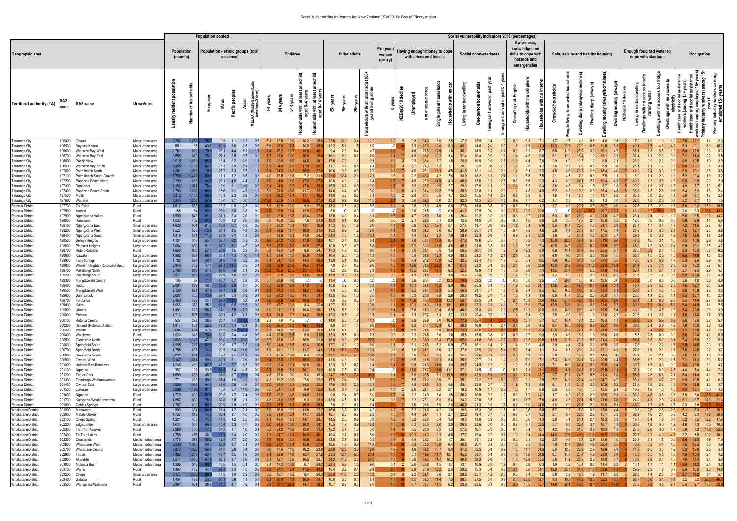| Geographic area | | | | Population (counts) | | Population - ethnic groups (total response) | | | | | Children | | | | | Older adults | | | | Pregnant women (proxy) | Having enough money to cope with crises and losses | | | | | Social connectedness | | | | Awareness, knowledge and skills to cope with hazards and emergencies | | | Safe, secure and healthy housing | | | | | | Enough food and water to cope with shortage | | | | | Occupation | | | |
|---|---|---|---|---|---|---|---|---|---|---|---|---|---|---|---|---|---|---|---|---|---|---|---|---|---|---|---|---|---|---|---|---|---|---|---|---|---|---|---|---|---|---|---|---|---|---|---|
| Territorial authority (TA) | SA2 code | SA2 name | Urban/rural | Usually resident population | Number of households | European | Māori | Pacific peoples | Asian | MELAA (Middle Eastern/Latin American/African) | 0-4 years | 0-14 years | 5-14 years | Households with at least one child aged 0-4 years | Households with at least one child aged 0-14 years | 65+ years | 75+ years | 85+ years | Households with an older adult (65+ years) living alone | 0 years | NZDep2018 deciles | Unemployed | Not in labour force | Single parent households | Households with no car | Living in rented dwelling | One-person households | Immigrant arrived in past year | Immigrant arrived in past 0-1 years | Doesn't speak English | Households with no cellphone | Households with no Internet | Crowded households | People living in crowded households | Dwelling damp (always/sometimes) | Dwelling damp (always) | Dwelling mouldy (always/sometimes) | Dwelling mouldy (always) | NZDep2018 deciles | Living in rented dwelling | Dwellings with no access to safe running water | Dwellings with no access to a fridge | Dwellings with no access to electricity | Healthcare and social assistance workers (among 15+ years) | Healthcare and social assistance workers (among employed 15+ years) | Primary industry workers (among 15+ years) | Primary industry workers (among employed 15+ years) |
| Tauranga City | 196400 | Ohauiti | Major urban area | 3,282 | 1,218 | 90.2 | 9.8 | 1.1 | 6.3 | 0.5 | 5.1 | 17.0 | 12.0 | 10.2 | 26.6 | 22.6 | 10.0 | 2.4 | 12.2 | 1.2 | 2 | 2.8 | 34.3 | 5.5 | 2.5 | 17.9 | 15.9 | 0.4 | 1.2 | 0.9 | 5.3 | 7.1 | 1.7 | 2.7 | 4.8 | 0.5 | 4.6 | 0.5 | 2 | 17.9 | 1.0 | 1.0 | 1.4 | 7.6 | 12.1 | 1.4 | 2.3 |
| Tauranga City | 196500 | Baypark-Kairua | Major urban area | 591 | 165 | 49.7 | 58.9 | 3.6 | 2.5 | 0.5 | 5.6 | 23.9 | 17.8 | 10.0 | 36.0 | 12.2 | 5.1 | 1.5 | 6.0 | ..C | 10 | 3.3 | 37.3 | 12.0 | 8.3 | 49.1 | 14.0 | 2.0 | 3.0 | 1.6 | 8.3 | 31.3 | 13.3 | 23.3 | 23.9 | 6.5 | 19.6 | 6.5 | 10 | 49.1 | 6.3 | 4.2 | 4.2 | 5.3 | 9.1 | 6.0 | 10.2 |
| Tauranga City | 196600 | Welcome Bay West | Major urban area | 2,781 | 912 | 79.6 | 26.1 | 4.4 | 5.2 | 1.7 | 8.4 | 25.2 | 16.7 | 18.0 | 40.1 | 9.4 | 2.6 | 0.4 | 4.7 | 1.8 | 7 | 4.8 | 25.5 | 12.8 | 1.6 | 35.1 | 14.9 | 0.8 | 2.4 | 0.9 | 3.2 | 6.7 | 6.8 | 11.0 | 25.2 | 3.3 | 19.1 | 4.7 | 7 | 35.1 | 1.8 | 3.5 | 1.8 | 8.4 | 12.0 | 2.3 | 3.3 |
| Tauranga City | 196700 | Welcome Bay East | Major urban area | 2,556 | 849 | 75.1 | 27.1 | 3.5 | 6.7 | 0.8 | 7.7 | 23.8 | 16.0 | 16.8 | 35.0 | 16.1 | 6.0 | 0.7 | 7.6 | 1.4 | 7 | 4.8 | 33.2 | 10.2 | 3.4 | 31.4 | 16.4 | 0.9 | 1.6 | 1.4 | 4.5 | 10.6 | 6.1 | 12.0 | 18.4 | 1.2 | 15.1 | 3.1 | 7 | 31.4 | 1.1 | 2.3 | 0.8 | 7.1 | 11.4 | 2.2 | 3.5 |
| Tauranga City | 196800 | Pacific View | Major urban area | 3,015 | 1,068 | 85.9 | 15.4 | 2.2 | 6.6 | 1.1 | 7.0 | 22.0 | 15.0 | 14.5 | 34.1 | 17.6 | 7.0 | 1.1 | 9.1 | 1.3 | 3 | 2.3 | 32.4 | 7.7 | 1.8 | 28.9 | 16.9 | 0.9 | 2.5 | 1.6 | 4.4 | 7.0 | 2.9 | 6.0 | 10.7 | 1.2 | 8.8 | 2.1 | 3 | 28.9 | 0.9 | 2.3 | 0.9 | 6.9 | 10.5 | 1.9 | 2.9 |
| Tauranga City | 196900 | Welcome Bay South | Major urban area | 3,450 | 1,107 | 83.2 | 16.5 | 2.5 | 8.1 | 1.3 | 7.9 | 24.4 | 16.6 | 17.9 | 39.7 | 11.7 | 3.2 | 0.5 | 4.1 | 1.6 | 3 | 3.7 | 25.3 | 7.2 | 1.1 | 25.1 | 9.9 | 0.8 | 2.3 | 1.4 | 2.8 | 4.2 | 2.8 | 5.8 | 7.6 | 0.6 | 6.5 | 0.8 | 3 | 25.1 | 1.1 | 1.4 | 0.8 | 8.6 | 12.1 | 2.5 | 3.6 |
| Tauranga City | 197000 | Palm Beach North | Major urban area | 3,201 | 1,086 | 79.9 | 25.7 | 3.3 | 6.7 | 1.1 | 8.1 | 24.3 | 16.3 | 18.2 | 37.0 | 10.6 | 3.8 | 0.6 | 7.7 | 1.3 | 7 | 4.0 | 27.1 | 13.1 | 4.5 | 41.9 | 19.1 | 1.0 | 2.9 | 1.4 | 5.1 | 12.2 | 4.8 | 8.6 | 23.5 | 2.8 | 18.4 | 4.0 | 7 | 41.9 | 2.4 | 3.3 | 1.5 | 6.9 | 10.1 | 2.6 | 3.8 |
| Tauranga City | 197100 | Palm Beach South-Gravatt | Major urban area | 3,750 | 1,449 | 89.6 | 11.1 | 1.2 | 5.8 | 0.8 | 4.0 | 15.8 | 11.8 | 7.2 | 21.6 | 29.8 | 12.4 | 2.1 | 12.3 | 0.6 | 3 | 2.2 | 42.2 | 4.2 | 2.6 | 18.9 | 18.2 | 1.3 | 2.7 | 1.1 | 5.8 | 7.5 | 2.1 | 4.5 | 7.8 | 0.6 | 7.5 | 1.1 | 3 | 18.9 | 1.1 | 2.3 | 1.3 | 5.2 | 9.4 | 1.8 | 3.2 |
| Tauranga City | 197200 | Papamoa Beach North | Major urban area | 2,790 | 963 | 84.7 | 23.1 | 4.9 | 4.4 | 1.1 | 8.0 | 24.0 | 16.0 | 17.3 | 37.5 | 10.6 | 4.3 | 1.0 | 6.4 | 1.7 | 4 | 2.5 | 27.2 | 14.5 | 4.3 | 40.9 | 17.0 | 1.3 | 2.5 | 0.6 | 5.6 | 12.3 | 4.3 | 8.2 | 24.1 | 2.7 | 19.4 | 4.3 | 4 | 40.9 | 1.3 | 3.6 | 1.3 | 6.8 | 9.9 | 2.0 | 2.9 |
| Tauranga City | 197300 | Doncaster | Major urban area | 3,159 | 1,071 | 76.4 | 19.0 | 3.1 | 14.0 | 0.9 | 8.1 | 24.8 | 16.7 | 17.0 | 39.8 | 15.5 | 6.2 | 0.9 | 11.0 | 1.7 | 5 | 3.5 | 32.7 | 9.5 | 2.7 | 29.0 | 17.9 | 1.1 | 1.9 | 2.4 | 5.3 | 10.4 | 3.8 | 6.6 | 9.4 | 1.5 | 8.7 | 1.8 | 5 | 29.0 | 1.8 | 2.7 | 1.8 | 4.9 | 7.7 | 3.3 | 5.1 |
| Tauranga City | 197400 | Papamoa Beach South | Major urban area | 2,700 | 1,002 | 88.3 | 16.6 | 3.1 | 4.3 | 1.2 | 5.9 | 21.8 | 16.0 | 11.7 | 32.0 | 14.6 | 4.4 | 0.9 | 9.0 | 1.0 | 6 | 4.1 | 30.4 | 10.2 | 2.9 | 35.3 | 22.0 | 1.1 | 1.9 | 1.1 | 4.8 | 14.9 | 5.2 | 9.2 | 19.5 | 2.6 | 15.4 | 4.8 | 6 | 35.3 | 1.3 | 2.8 | 1.6 | 5.4 | 8.2 | 1.6 | 2.4 |
| Tauranga City | 197500 | Motiti | Major urban area | 3,312 | 1,137 | 90.7 | 15.8 | 2.3 | 2.9 | 0.9 | 8.1 | 26.2 | 18.1 | 17.1 | 40.2 | 14.0 | 3.8 | 0.6 | 7.4 | 1.3 | 2 | 2.8 | 27.7 | 6.5 | 1.7 | 25.3 | 15.5 | 1.4 | 2.7 | 0.8 | 3.9 | 6.7 | 1.8 | 3.1 | 12.7 | 1.1 | 11.1 | 2.2 | 2 | 25.3 | 0.6 | 2.5 | 1.1 | 5.6 | 8.1 | 1.7 | 2.5 |
| Tauranga City | 197600 | Wairakei | Major urban area | 3,345 | 1,230 | 87.9 | 13.0 | 2.7 | 6.0 | 1.3 | 10.0 | 25.9 | 16.1 | 20.5 | 37.8 | 19.3 | 6.2 | 0.9 | 11.5 | 2.1 | 3 | 3.6 | 36.3 | 6.0 | 2.1 | 32.0 | 18.3 | 2.5 | 4.8 | 0.9 | 4.7 | 6.2 | 1.7 | 3.3 | 1.6 | 0.0 | 1.3 | 0.0 | 3 | 32.0 | 1.0 | 2.6 | 0.8 | 5.2 | 8.7 | 1.1 | 1.6 |
| Rotorua District | 197700 | Tui Ridge | Rural | 1,617 | 585 | 88.9 | 16.7 | 0.9 | 2.8 | 0.2 | 5.8 | 18.9 | 13.0 | 9.9 | 27.6 | 13.2 | 3.5 | 0.9 | 5.5 | 1.1 | 4 | 2.5 | 22.6 | 4.9 | 2.6 | 27.6 | 14.8 | 0.6 | 0.9 | 0.8 | 8.2 | 11.2 | 3.7 | 5.0 | 23.7 | 3.5 | 19.7 | 4.0 | 4 | 27.6 | 1.7 | 2.3 | 1.7 | 8.6 | 9.2 | 15.3 | 20.5 |
| Rotorua District | 197800 | Arahiwi | Rural | 156 | 54 | 82.7 | 25.0 | 3.8 | 3.8 | 0.0 | 9.6 | 25.0 | 15.4 | 12.5 | 37.5 | 5.8 | ..C | 0.0 | ..C | ..C | 6 | 2.6 | 20.5 | ..C | 0.0 | 41.2 | 12.5 | 0.0 | 0.0 | 2.0 | 13.3 | 20.0 | ..C | ..C | 40.0 | 20.0 | 26.7 | 13.3 | 6 | 41.2 | 6.7 | 20.0 | 6.7 | 2.6 | 3.3 | 33.3 | 43.3 |
| Rotorua District | 197900 | Ngongotaha Valley | Rural | 1,590 | 540 | 81.1 | 31.1 | 2.3 | 2.6 | 0.2 | 7.0 | 22.8 | 15.8 | 13.4 | 32.0 | 13.0 | 4.0 | 0.4 | 8.1 | 1.5 | 4 | 4.7 | 28.9 | 7.0 | 1.8 | 26.4 | 19.2 | 0.2 | 0.6 | 0.8 | 6.7 | 21.8 | 5.9 | 10.0 | 28.0 | 4.3 | 21.8 | 4.2 | 4 | 26.4 | 2.4 | 1.2 | 1.2 | 5.6 | 8.5 | 9.8 | 14.7 |
| Rotorua District | 198000 | Hamurana | Rural | 1,032 | 402 | 91.0 | 16.9 | 1.2 | 2.6 | 0.6 | 3.8 | 16.0 | 12.2 | 7.8 | 24.0 | 18.3 | 6.1 | 0.9 | 8.6 | 0.6 | 2 | 2.1 | 26.6 | 3.1 | 0.0 | 12.6 | 14.8 | 0.0 | 0.3 | 0.0 | 4.0 | 8.8 | 2.6 | 3.3 | 17.7 | 2.4 | 12.8 | 3.2 | 2 | 12.6 | 0.0 | 0.8 | 0.0 | 6.9 | 9.6 | 4.1 | 5.8 |
| Rotorua District | 198100 | Ngongotaha East | Small urban area | 1,926 | 651 | 61.7 | 48.8 | 6.7 | 4.2 | 0.2 | 6.7 | 20.2 | 13.4 | 14.1 | 30.8 | 17.3 | 6.5 | 1.9 | 8.6 | 1.1 | 8 | 3.9 | 33.3 | 12.1 | 5.1 | 27.4 | 19.7 | 0.6 | 0.9 | 1.8 | 8.4 | 16.9 | 8.6 | 15.7 | 25.6 | 4.0 | 21.1 | 6.3 | 8 | 27.4 | 1.7 | 3.4 | 1.7 | 7.2 | 11.6 | 2.7 | 4.4 |
| Rotorua District | 198200 | Ngongotaha West | Small urban area | 1,527 | 558 | 73.5 | 36.1 | 4.5 | 4.3 | 0.8 | 5.9 | 20.8 | 15.7 | 16.0 | 31.4 | 16.5 | 6.9 | 1.2 | 12.6 | 1.4 | 6 | 4.9 | 33.2 | 8.0 | 6.7 | 28.9 | 25.1 | 0.8 | 1.6 | 0.4 | 7.9 | 14.6 | 5.8 | 9.4 | 23.3 | 3.1 | 17.5 | 4.4 | 6 | 28.9 | 1.8 | 3.0 | 2.4 | 7.5 | 11.1 | 2.3 | 3.8 |
| Rotorua District | 198400 | Ngongotaha South | Small urban area | 1,419 | 564 | 71.5 | 38.9 | 5.1 | 4.2 | 0.8 | 5.7 | 19.0 | 13.3 | 11.0 | 24.3 | 21.4 | 7.0 | 1.5 | 16.1 | 1.1 | 7 | 4.4 | 33.7 | 9.2 | 7.9 | 29.8 | 29.3 | 0.6 | 1.1 | 0.9 | 9.1 | 20.6 | 3.9 | 7.8 | 24.4 | 4.3 | 20.4 | 3.7 | 7 | 29.8 | 0.6 | 3.6 | 1.2 | 7.2 | 12.6 | 1.8 | 2.9 |
| Rotorua District | 198500 | Selwyn Heights | Large urban area | 1,134 | 348 | 55.0 | 57.7 | 8.2 | 5.3 | 0.3 | 9.0 | 27.2 | 18.3 | 17.6 | 38.0 | 10.1 | 3.4 | 0.8 | 8.4 | 2.1 | 10 | 7.6 | 32.4 | 17.8 | 4.7 | 47.8 | 19.6 | 0.5 | 0.8 | 1.4 | 8.2 | 17.3 | 15.6 | 28.0 | 37.4 | 6.6 | 31.9 | 9.6 | 10 | 47.8 | 1.0 | 3.1 | 1.0 | 6.5 | 10.9 | 2.8 | 4.8 |
| Rotorua District | 198600 | Pleasant Heights | Large urban area | 2,064 | 660 | 51.0 | 57.7 | 8.1 | 4.5 | 0.6 | 7.8 | 27.3 | 19.5 | 15.0 | 37.3 | 10.9 | 3.5 | 0.9 | 8.8 | 1.9 | 10 | 9.2 | 31.3 | 15.5 | 4.8 | 45.9 | 21.8 | 0.3 | 0.7 | 1.9 | 6.6 | 17.4 | 10.5 | 18.9 | 40.0 | 8.1 | 33.9 | 9.7 | 10 | 45.9 | 1.2 | 3.6 | 2.4 | 6.0 | 10.1 | 2.8 | 4.7 |
| Rotorua District | 198700 | Rotoiti-Rotoehu | Rural | 1,965 | 660 | 57.1 | 55.6 | 3.5 | 3.2 | 0.5 | 5.8 | 19.4 | 13.4 | 9.6 | 24.7 | 17.3 | 4.7 | 0.5 | 9.0 | 1.1 | 8 | 7.0 | 32.4 | 6.5 | 1.6 | 26.5 | 26.1 | 0.6 | 1.2 | 1.9 | 12.3 | 16.0 | 6.9 | 15.4 | 31.4 | 5.7 | 25.5 | 5.7 | 8 | 26.5 | 5.6 | 2.1 | 1.0 | 6.3 | 10.3 | 5.7 | 9.3 |
| Rotorua District | 198800 | Kawaha | Large urban area | 1,902 | 687 | 66.1 | 33.4 | 7.3 | 10.6 | 1.4 | 7.3 | 21.6 | 14.5 | 15.0 | 31.9 | 16.4 | 5.5 | 1.3 | 11.3 | 1.3 | 7 | 5.8 | 30.8 | 12.3 | 4.0 | 33.3 | 21.2 | 1.3 | 2.1 | 2.1 | 5.9 | 13.4 | 4.8 | 9.6 | 21.6 | 3.0 | 18.5 | 4.5 | 7 | 33.3 | 1.5 | 2.5 | 1.5 | 9.5 | 14.9 | 1.6 | 2.5 |
| Rotorua District | 198900 | Fairy Springs | Large urban area | 1,782 | 597 | 58.1 | 51.9 | 7.4 | 8.2 | 0.3 | 7.4 | 24.7 | 17.3 | 14.5 | 36.0 | 13.0 | 5.1 | 0.7 | 10.6 | 1.2 | 9 | 7.4 | 27.2 | 13.8 | 5.2 | 42.5 | 23.4 | 1.0 | 1.7 | 1.2 | 8.1 | 18.5 | 8.9 | 16.6 | 36.8 | 4.8 | 27.4 | 6.5 | 9 | 42.5 | 2.3 | 5.8 | 1.7 | 5.8 | 9.9 | 2.9 | 4.4 |
| Rotorua District | 199000 | Western Heights (Rotorua District) | Large urban area | 2,340 | 705 | 47.1 | 67.1 | 11.7 | 3.8 | 0.1 | 9.2 | 29.9 | 20.6 | 18.2 | 41.9 | 7.8 | 2.7 | 0.5 | 8.9 | 1.5 | 10 | 12.6 | 33.6 | 22.2 | 9.7 | 61.4 | 23.2 | 0.4 | 0.9 | 2.1 | 6.9 | 22.9 | 15.0 | 26.8 | 44.6 | 11.3 | 38.4 | 13.4 | 10 | 61.4 | 2.8 | 7.4 | 2.3 | 5.5 | 10.2 | 2.7 | 5.1 |
| Rotorua District | 199100 | Pukehangi North | Large urban area | 2,706 | 819 | 57.5 | 60.0 | 7.8 | 3.1 | 0.2 | 10.0 | 30.5 | 20.5 | 21.1 | 43.7 | 8.2 | 2.8 | 0.6 | 7.3 | 1.8 | 10 | 10.5 | 28.7 | 19.1 | 6.2 | 52.7 | 19.9 | 1.1 | 1.6 | 1.0 | 7.6 | 17.4 | 13.5 | 23.4 | 41.7 | 5.5 | 31.8 | 8.8 | 10 | 52.7 | 1.8 | 5.4 | 1.8 | 5.7 | 9.5 | 2.9 | 4.7 |
| Rotorua District | 199200 | Pukehangi South | Large urban area | 2,571 | 939 | 74.0 | 28.6 | 3.6 | 8.9 | 0.7 | 6.9 | 20.9 | 13.9 | 13.9 | 30.8 | 18.0 | 9.0 | 2.8 | 12.2 | 0.9 | 5 | 4.3 | 29.5 | 9.2 | 3.8 | 23.6 | 22.4 | 0.6 | 1.3 | 1.7 | 6.2 | 12.0 | 3.3 | 5.9 | 17.9 | 2.1 | 15.3 | 4.2 | 5 | 23.6 | 0.7 | 1.4 | 0.7 | 8.2 | 12.4 | 3.2 | 4.9 |
| Rotorua District | 199300 | Mangakakahi Central | Large urban area | 105 | 39 | 71.4 | 45.7 | 5.7 | 2.9 | 0.0 | 5.7 | 20.0 | 8.6 | ..C | ..C | 11.4 | ..C | 0.0 | ..C | ..C | 9 | 3.6 | 21.4 | ..C | 12.5 | 76.9 | 33.3 | ..C | ..C | 0.0 | 0.0 | 12.5 | ..C | 20.0 | 12.5 | 0.0 | 12.5 | 0.0 | 9 | 76.9 | 0.0 | 0.0 | 0.0 | 3.6 | 4.8 | 3.6 | 4.8 |
| Rotorua District | 199400 | Koutu | Large urban area | 2,094 | 639 | 40.3 | 72.3 | 8.9 | 5.7 | 0.0 | 8.5 | 25.9 | 17.8 | 17.0 | 37.6 | 10.6 | 3.9 | 1.0 | 10.3 | 1.4 | 10 | 10.1 | 30.8 | 16.5 | 9.9 | 46.7 | 25.3 | 0.4 | 1.9 | 1.9 | 9.2 | 24.1 | 13.8 | 25.0 | 42.0 | 10.1 | 33.9 | 10.1 | 10 | 46.7 | 2.9 | 5.7 | 2.3 | 7.6 | 12.7 | 3.5 | 5.8 |
| Rotorua District | 199500 | Mangakakahi West | Large urban area | 2,139 | 684 | 57.9 | 54.7 | 8.6 | 6.9 | 0.4 | 9.3 | 27.3 | 18.2 | 18.2 | 39.2 | 8.0 | 3.5 | 0.6 | 6.7 | 1.7 | 10 | 9.5 | 28.4 | 16.3 | 5.3 | 50.0 | 21.1 | 0.7 | 1.3 | 1.9 | 7.4 | 19.5 | 9.7 | 16.5 | 41.0 | 6.0 | 31.4 | 8.1 | 10 | 50.0 | 2.1 | 4.2 | 1.6 | 6.8 | 10.9 | 2.7 | 4.3 |
| Rotorua District | 199600 | Sunnybrook | Large urban area | 2,046 | 705 | 73.5 | 32.1 | 3.3 | 8.3 | 0.4 | 6.8 | 23.2 | 16.5 | 14.7 | 34.4 | 13.5 | 5.2 | 1.3 | 8.5 | 1.5 | 6 | 5.3 | 27.8 | 9.8 | 2.8 | 26.0 | 19.2 | 0.9 | 1.3 | 0.9 | 5.1 | 11.9 | 6.0 | 11.7 | 25.7 | 2.3 | 20.0 | 4.7 | 6 | 26.0 | 1.4 | 2.8 | 1.4 | 8.5 | 12.7 | 1.3 | 2.0 |
| Rotorua District | 199700 | Fordlands | Large urban area | 2,460 | 723 | 34.4 | 67.8 | 14.1 | 6.2 | 0.1 | 9.8 | 28.9 | 19.1 | 18.8 | 41.5 | 8.5 | 3.2 | 0.5 | 8.7 | 1.3 | 10 | 13.9 | 31.3 | 19.9 | 13.2 | 58.1 | 23.3 | 0.4 | 1.0 | 2.1 | 10.3 | 23.0 | 14.5 | 27.6 | 42.6 | 10.7 | 36.5 | 12.6 | 10 | 58.1 | 3.4 | 6.3 | 2.3 | 6.5 | 11.9 | 2.7 | 5.0 |
| Rotorua District | 199800 | Kuirau | Large urban area | 1,065 | 378 | 35.8 | 62.8 | 6.5 | 15.5 | 0.8 | 5.9 | 19.7 | 13.8 | 8.3 | 22.0 | 12.7 | 5.1 | 1.1 | 13.6 | 1.1 | 10 | 10.2 | 33.3 | 11.8 | 18.1 | 60.3 | 37.3 | 2.3 | 4.8 | 1.7 | 15.8 | 27.4 | 12.9 | 28.6 | 31.9 | 6.6 | 28.0 | 9.7 | 10 | 60.3 | 7.3 | 10.4 | 5.2 | 8.4 | 14.9 | 1.4 | 2.5 |
| Rotorua District | 199900 | Utuhina | Large urban area | 1,491 | 522 | 56.7 | 37.0 | 7.8 | 17.9 | 0.4 | 6.0 | 21.1 | 15.1 | 10.4 | 30.1 | 13.5 | 5.6 | 1.2 | 13.5 | 1.4 | 8 | 5.6 | 28.3 | 10.4 | 5.9 | 40.2 | 26.4 | 2.0 | 2.8 | 2.5 | 12.3 | 20.0 | 8.2 | 14.8 | 29.9 | 4.1 | 25.5 | 5.4 | 8 | 40.2 | 0.6 | 4.5 | 1.3 | 8.4 | 12.8 | 2.6 | 3.9 |
| Rotorua District | 200000 | Pomare | Large urban area | 1,713 | 597 | 74.6 | 30.1 | 4.2 | 7.5 | 0.5 | 7.4 | 21.0 | 13.7 | 14.3 | 36.0 | 17.2 | 6.5 | 1.4 | 11.5 | 1.5 | 6 | 3.3 | 27.7 | 6.3 | 2.7 | 23.6 | 20.0 | 0.9 | 1.9 | 1.4 | 5.4 | 9.2 | 3.5 | 8.0 | 18.0 | 1.6 | 13.0 | 2.7 | 6 | 23.6 | 1.1 | 2.7 | 1.1 | 8.0 | 11.6 | 2.7 | 3.9 |
| Rotorua District | 200100 | Rotorua Central | Large urban area | 537 | 228 | 38.5 | 25.7 | 3.4 | 40.8 | 1.1 | 2.2 | 7.8 | 4.5 | ..C | ..C | 14.0 | 5.0 | 1.7 | 14.3 | ..C | 10 | 6.6 | 25.9 | 3.6 | 16.0 | 77.9 | 55.4 | 10.4 | 22.0 | 4.5 | 15.7 | 15.7 | 6.7 | 15.4 | 18.4 | 2.0 | 16.3 | 4.1 | 10 | 77.9 | 5.9 | 5.9 | 3.9 | 6.6 | 9.8 | 3.6 | 5.4 |
| Rotorua District | 200200 | Hillcrest (Rotorua District) | Large urban area | 1,917 | 561 | 58.2 | 42.3 | 7.4 | 12.4 | 0.6 | 8.0 | 26.4 | 18.3 | 19.7 | 43.8 | 8.9 | 3.4 | 1.1 | 9.0 | 1.9 | 9 | 6.2 | 27.4 | 15.3 | 6.1 | 38.8 | 16.9 | 1.1 | 2.4 | 2.4 | 6.6 | 14.5 | 9.4 | 18.5 | 36.9 | 6.9 | 29.4 | 8.6 | 9 | 38.8 | 2.4 | 3.6 | 1.2 | 7.0 | 10.6 | 3.2 | 4.8 |
| Rotorua District | 200300 | Victoria | Large urban area | 2,094 | 894 | 37.4 | 26.6 | 5.4 | 41.5 | 0.9 | 6.3 | 14.9 | 8.6 | 11.4 | 20.5 | 13.0 | 5.7 | 1.3 | 16.7 | 1.3 | 10 | 6.9 | 29.8 | 6.8 | 18.5 | 72.0 | 42.0 | 7.2 | 16.0 | 5.0 | 16.8 | 29.3 | 12.8 | 25.0 | 32.7 | 5.9 | 28.6 | 8.8 | 10 | 72.0 | 3.4 | 12.7 | 3.8 | 8.2 | 13.0 | 4.7 | 7.4 |
| Rotorua District | 200400 | Waiohewa | Large urban area | 1,020 | 348 | 79.4 | 30.0 | 2.4 | 4.4 | 0.0 | 6.2 | 20.6 | 16.5 | 9.0 | 31.5 | 15.3 | 5.6 | 0.3 | 7.3 | 0.6 | 5 | 3.1 | 22.2 | 5.9 | 0.0 | 15.5 | 15.5 | 0.0 | 0.3 | 0.9 | 3.7 | 9.3 | 2.6 | 6.8 | 16.4 | 2.0 | 12.2 | 2.9 | 5 | 15.5 | 2.8 | 0.0 | 0.0 | 8.6 | 12.4 | 4.1 | 5.9 |
| Rotorua District | 200500 | Glenholme North | Large urban area | 2,643 | 1,143 | 47.0 | 38.0 | 7.2 | 23.0 | 0.6 | 6.7 | 18.6 | 11.8 | 10.6 | 21.8 | 18.8 | 9.2 | 2.5 | 22.7 | 1.5 | 10 | 8.2 | 35.0 | 10.3 | 17.6 | 62.4 | 41.0 | 3.6 | 7.2 | 3.0 | 15.3 | 29.6 | 11.0 | 21.7 | 23.3 | 5.7 | 21.4 | 7.8 | 10 | 62.4 | 3.8 | 5.2 | 3.1 | 7.4 | 13.0 | 3.2 | 5.6 |
| Rotorua District | 200600 | Springfield South | Large urban area | 1,995 | 717 | 82.9 | 20.6 | 1.7 | 7.5 | 1.4 | 5.9 | 21.4 | 15.5 | 12.4 | 30.9 | 17.7 | 6.9 | 1.2 | 8.6 | 1.1 | 2 | 3.1 | 28.3 | 5.2 | 0.9 | 17.5 | 15.1 | 1.4 | 2.0 | 1.4 | 3.9 | 4.8 | 2.9 | 4.4 | 17.4 | 2.2 | 15.5 | 3.5 | 2 | 17.5 | 0.9 | 2.2 | 1.7 | 9.9 | 14.5 | 2.3 | 3.3 |
| Rotorua District | 200700 | Springfield North | Large urban area | 1,785 | 606 | 74.3 | 20.5 | 3.4 | 14.6 | 0.8 | 5.0 | 16.1 | 11.3 | 11.7 | 24.5 | 25.5 | 15.6 | 7.6 | 13.8 | 0.6 | 5 | 3.0 | 38.1 | 6.6 | 3.1 | 27.6 | 25.5 | 3.0 | 5.4 | 2.2 | 7.4 | 11.1 | 3.4 | 6.5 | 16.3 | 3.2 | 17.1 | 4.3 | 5 | 27.6 | 1.6 | 2.1 | 1.6 | 7.6 | 12.9 | 2.2 | 3.7 |
| Rotorua District | 200800 | Glenholme South | Large urban area | 2,022 | 831 | 74.3 | 19.7 | 2.5 | 14.8 | 0.9 | 4.7 | 15.8 | 10.8 | 8.0 | 21.8 | 25.1 | 13.9 | 5.2 | 16.9 | 1.3 | 5 | 3.0 | 36.7 | 8.1 | 4.4 | 25.4 | 29.6 | 2.8 | 4.6 | 2.0 | 8.3 | 13.1 | 3.8 | 7.6 | 17.9 | 2.4 | 14.4 | 3.6 | 5 | 25.4 | 0.8 | 2.4 | 0.0 | 7.0 | 11.6 | 1.6 | 2.6 |
| Rotorua District | 200900 | Owhata West | Large urban area | 3,147 | 1,011 | 59.3 | 49.1 | 5.1 | 7.6 | 0.6 | 9.4 | 27.3 | 17.8 | 19.3 | 38.2 | 12.5 | 4.3 | 1.0 | 10.6 | 1.9 | 8 | 6.5 | 30.5 | 12.1 | 5.6 | 35.6 | 22.7 | 0.1 | 1.2 | 1.9 | 7.9 | 17.1 | 7.3 | 14.8 | 24.1 | 3.4 | 20.5 | 4.4 | 8 | 35.6 | 1.7 | 2.6 | 1.7 | 7.1 | 11.3 | 3.3 | 5.2 |
| Rotorua District | 201000 | Holdens Bay-Rotokawa | Large urban area | 1,248 | 462 | 67.5 | 45.2 | 7.7 | 5.3 | 0.5 | 6.3 | 22.4 | 16.1 | 10.5 | 30.1 | 12.3 | 3.8 | 0.7 | 8.4 | 1.4 | 8 | 6.8 | 26.6 | 14.0 | 3.0 | 39.7 | 24.5 | 1.2 | 1.9 | 1.0 | 5.3 | 21.2 | 7.1 | 10.2 | 34.1 | 9.1 | 26.0 | 8.4 | 8 | 39.7 | 1.5 | 3.8 | 0.0 | 8.4 | 12.6 | 3.1 | 4.7 |
| Rotorua District | 201100 | Ngapuna | Large urban area | 357 | 102 | 23.5 | 84.0 | 3.4 | 4.2 | 0.0 | 9.2 | 23.5 | 15.1 | 16.1 | 29.0 | 10.9 | 2.5 | 0.0 | 11.9 | 2.0 | 10 | 11.0 | 29.7 | 18.8 | 11.1 | 37.1 | 21.9 | ..C | ..C | 0.9 | 7.7 | 32.1 | 22.2 | 26.1 | 34.6 | 6.9 | 29.6 | 11.1 | 10 | 37.1 | 0.0 | 0.0 | 3.8 | 4.4 | 7.4 | 4.4 | 7.4 |
| Rotorua District | 201200 | Fenton Park | Large urban area | 1,698 | 693 | 45.8 | 31.6 | 3.7 | 29.3 | 0.4 | 4.8 | 13.8 | 9.0 | 9.4 | 19.3 | 24.7 | 15.0 | 7.4 | 28.3 | 1.1 | 9 | 6.6 | 37.5 | 7.1 | 19.6 | 55.6 | 42.9 | 5.3 | 12.5 | 3.1 | 22.1 | 33.7 | 9.7 | 17.8 | 24.6 | 5.5 | 21.4 | 6.6 | 9 | 55.6 | 2.6 | 5.3 | 3.0 | 6.4 | 11.3 | 4.1 | 7.3 |
| Rotorua District | 201300 | Tihiotonga-Whakarewarewa | Large urban area | 771 | 288 | 59.1 | 37.4 | 1.9 | 13.2 | 0.8 | 4.3 | 15.2 | 10.9 | 7.6 | 22.2 | 17.5 | 7.4 | 1.6 | 6.7 | 1.6 | 7 | 5.5 | 29.2 | 8.9 | 7.1 | 35.1 | 22.2 | 2.7 | 5.9 | 2.0 | 8.2 | 12.9 | 7.7 | 14.8 | 27.4 | 4.8 | 24.7 | 4.7 | 7 | 35.1 | 3.5 | 4.7 | 2.3 | 6.8 | 10.5 | 4.1 | 6.3 |
| Rotorua District | 201400 | Owhata East | Large urban area | 3,069 | 1,011 | 42.6 | 58.1 | 5.6 | 6.9 | 0.6 | 7.3 | 23.4 | 16.1 | 14.3 | 30.7 | 17.6 | 10.1 | 2.6 | 13.1 | 1.4 | 9 | 7.8 | 33.5 | 9.5 | 4.8 | 28.4 | 23.8 | 0.7 | 1.9 | 1.3 | 7.3 | 14.8 | 6.1 | 11.6 | 24.5 | 3.6 | 20.9 | 5.2 | 9 | 28.4 | 1.6 | 2.8 | 1.3 | 7.0 | 12.3 | 2.3 | 4.0 |
| Rotorua District | 201500 | Lynmore | Large urban area | 3,288 | 1,179 | 81.0 | 16.8 | 2.7 | 11.9 | 0.9 | 5.0 | 21.0 | 16.1 | 9.9 | 32.0 | 15.6 | 6.4 | 1.6 | 8.8 | 1.0 | 2 | 2.9 | 26.4 | 6.2 | 2.1 | 19.2 | 16.9 | 1.7 | 2.9 | 1.5 | 4.7 | 6.6 | 2.6 | 5.8 | 16.6 | 1.6 | 13.5 | 2.4 | 2 | 19.2 | 1.8 | 1.8 | 1.0 | 8.5 | 12.1 | 3.0 | 4.3 |
| Rotorua District | 201600 | Ngakuru | Rural | 1,770 | 639 | 87.8 | 20.5 | 1.7 | 2.4 | 0.5 | 7.6 | 22.2 | 14.6 | 14.0 | 31.5 | 9.8 | 2.4 | 0.3 | 5.0 | 1.7 | 4 | 2.2 | 20.0 | 3.0 | 1.5 | 36.2 | 16.9 | 0.7 | 1.9 | 0.3 | 7.2 | 21.1 | 5.7 | 5.2 | 23.3 | 2.6 | 18.5 | 5.3 | 4 | 36.2 | 4.6 | 3.6 | 1.5 | 3.9 | 5.0 | 32.5 | 41.7 |
| Rotorua District | 201700 | Kaingaroa-Whakarewarewa | Rural | 1,887 | 690 | 76.5 | 32.6 | 2.5 | 2.1 | 0.3 | 4.8 | 21.3 | 16.5 | 9.3 | 28.0 | 13.8 | 4.5 | 0.6 | 8.4 | 0.8 | 7 | 3.2 | 27.1 | 6.5 | 5.4 | 24.2 | 22.0 | 0.5 | 1.0 | 0.6 | 11.7 | 17.6 | 4.8 | 8.6 | 27.1 | 5.9 | 21.6 | 7.8 | 7 | 24.2 | 4.3 | 2.9 | 2.4 | 6.1 | 8.7 | 14.9 | 21.4 |
| Rotorua District | 201800 | Golden Springs | Rural | 1,767 | 609 | 80.0 | 29.9 | 2.9 | 4.9 | 0.3 | 8.8 | 26.5 | 17.7 | 16.9 | 36.5 | 7.0 | 2.0 | 0.2 | 6.4 | 2.0 | 7 | 3.0 | 20.8 | 5.9 | 2.8 | 48.0 | 21.3 | 0.8 | 1.7 | 0.5 | 7.0 | 24.8 | 3.6 | 6.9 | 26.6 | 2.9 | 16.6 | 5.1 | 7 | 48.0 | 1.7 | 4.5 | 1.7 | 2.3 | 3.0 | 39.0 | 51.4 |
| Whakatane District | 201900 | Manawahe | Rural | 996 | 381 | 84.9 | 21.4 | 1.2 | 2.1 | 0.0 | 6.0 | 16.0 | 10.2 | 11.8 | 22.7 | 16.6 | 3.9 | 0.3 | 4.2 | 1.2 | 5 | 3.2 | 28.0 | 4.2 | 1.8 | 19.8 | 15.3 | 0.6 | 1.5 | 0.0 | 9.6 | 15.8 | 5.7 | 7.2 | 17.0 | 0.9 | 15.0 | 4.4 | 5 | 19.8 | 2.6 | 2.6 | 2.6 | 6.1 | 8.9 | 18.3 | 26.6 |
| Whakatane District | 202000 | Matata-Otakiri | Rural | 1,737 | 618 | 74.8 | 35.4 | 1.7 | 4.0 | 0.3 | 6.6 | 21.8 | 15.4 | 11.7 | 28.6 | 16.1 | 5.0 | 0.7 | 8.2 | 1.0 | 7 | 4.4 | 29.1 | 8.4 | 3.0 | 32.2 | 19.4 | 0.7 | 1.6 | 0.7 | 5.7 | 18.2 | 5.1 | 9.7 | 22.0 | 2.2 | 15.1 | 3.2 | 7 | 32.2 | 1.6 | 2.1 | 0.5 | 4.2 | 6.3 | 17.2 | 26.0 |
| Whakatane District | 202100 | Onepu Spring | Rural | 1,221 | 405 | 74.7 | 41.5 | 1.2 | 2.5 | 0.2 | 7.1 | 19.4 | 12.3 | 14.1 | 29.7 | 14.5 | 2.5 | 0.2 | 3.8 | 1.2 | 6 | 5.2 | 25.6 | 5.4 | 1.6 | 19.3 | 23.8 | 0.2 | 0.5 | 0.3 | 5.6 | 14.3 | 2.6 | 5.1 | 21.1 | 2.4 | 16.3 | 4.3 | 6 | 19.3 | 2.4 | 1.6 | 0.8 | 5.2 | 7.5 | 12.2 | 17.6 |
| Whakatane District | 202200 | Edgecumbe | Small urban area | 1,644 | 546 | 66.6 | 46.4 | 3.3 | 4.7 | 0.2 | 8.0 | 24.5 | 16.6 | 16.2 | 34.1 | 15.5 | 4.7 | 0.9 | 12.4 | 1.5 | 8 | 5.3 | 31.5 | 9.0 | 3.0 | 36.8 | 23.6 | 0.0 | 0.5 | 0.7 | 7.7 | 22.5 | 5.7 | 9.6 | 22.4 | 3.1 | 16.7 | 4.3 | 8 | 36.8 | 1.8 | 3.0 | 1.2 | 4.6 | 7.3 | 6.5 | 10.3 |
| Whakatane District | 202300 | Thornton-Awakeri | Rural | 2,289 | 756 | 77.6 | 34.2 | 1.7 | 1.6 | 0.1 | 6.3 | 21.2 | 14.9 | 12.8 | 31.3 | 15.2 | 5.4 | 1.0 | 5.8 | 1.4 | 6 | 3.5 | 27.0 | 6.2 | 1.3 | 27.3 | 16.1 | 0.3 | 0.5 | 0.4 | 6.4 | 16.1 | 4.2 | 8.7 | 21.5 | 3.9 | 18.3 | 4.3 | 6 | 27.3 | 2.4 | 2.0 | 1.6 | 5.0 | 7.4 | 17.6 | 25.3 |
| Whakatane District | 202400 | Te Teko Lakes | Rural | 1,758 | 465 | 36.0 | 78.8 | 3.4 | 2.0 | 0.2 | 7.2 | 24.7 | 17.4 | 18.3 | 40.1 | 10.4 | 2.7 | 0.7 | 5.6 | 1.5 | 10 | 10.2 | 36.3 | 9.1 | 4.8 | 27.7 | 15.4 | 0.2 | 0.7 | 1.0 | 9.4 | 24.4 | 14.6 | 27.6 | 46.2 | 11.8 | 36.6 | 12.3 | 10 | 27.7 | 3.2 | 4.0 | 4.8 | 3.2 | 5.9 | 10.2 | 19.1 |
| Whakatane District | 202500 | Coastlands | Medium urban area | 1,776 | 579 | 69.2 | 42.4 | 3.7 | 2.5 | 0.3 | 7.9 | 24.0 | 16.2 | 16.8 | 36.2 | 12.8 | 3.7 | 0.8 | 6.5 | 1.4 | 5 | 4.4 | 26.2 | 6.5 | 1.7 | 20.1 | 15.1 | 0.2 | 0.3 | 0.6 | 5.6 | 12.2 | 5.5 | 9.4 | 16.7 | 2.9 | 12.6 | 4.0 | 5 | 20.1 | 1.1 | 1.6 | 0.7 | 8.8 | 12.5 | 4.9 | 7.0 |
| Whakatane District | 202600 | Whakatane West | Medium urban area | 3,336 | 1,080 | 58.0 | 55.8 | 3.7 | 3.1 | 0.4 | 9.0 | 27.1 | 18.1 | 19.4 | 37.6 | 12.5 | 4.9 | 0.9 | 11.8 | 1.5 | 10 | 7.3 | 32.5 | 13.0 | 6.4 | 40.2 | 20.1 | 0.4 | 0.8 | 1.5 | 7.3 | 18.5 | 7.8 | 13.4 | 29.6 | 4.8 | 22.4 | 5.1 | 10 | 40.2 | 3.2 | 4.1 | 1.5 | 7.7 | 12.4 | 3.0 | 4.9 |
| Whakatane District | 202700 | Whakatane Central | Medium urban area | 3,372 | 1,320 | 66.8 | 41.0 | 3.8 | 6.4 | 0.3 | 6.0 | 17.6 | 11.6 | 10.2 | 23.9 | 23.9 | 12.6 | 3.6 | 18.8 | 1.2 | 9 | 4.9 | 38.2 | 10.7 | 9.0 | 41.3 | 32.3 | 0.4 | 0.9 | 1.5 | 11.7 | 21.8 | 5.6 | 12.5 | 22.9 | 2.8 | 18.9 | 5.1 | 9 | 41.3 | 2.5 | 3.5 | 1.2 | 6.8 | 12.0 | 2.6 | 4.6 |
| Whakatane District | 202800 | Trident | Medium urban area | 3,402 | 1,245 | 63.4 | 43.7 | 3.5 | 5.6 | 0.6 | 7.4 | 22.0 | 14.6 | 12.4 | 27.8 | 23.3 | 12.4 | 5.0 | 21.4 | 1.3 | 8 | 5.1 | 43.6 | 14.7 | 12.1 | 45.3 | 33.7 | 0.4 | 1.0 | 1.6 | 13.6 | 24.8 | 6.7 | 14.6 | 25.8 | 4.9 | 23.0 | 6.8 | 8 | 45.3 | 3.6 | 4.6 | 1.6 | 7.9 | 15.4 | 2.1 | 4.2 |
| Whakatane District | 202900 | Allandale | Medium urban area | 2,514 | 1,050 | 67.8 | 38.1 | 3.7 | 6.6 | 0.4 | 5.0 | 14.0 | 9.1 | 7.4 | 16.6 | 24.2 | 11.5 | 2.6 | 21.6 | 0.8 | 8 | 5.0 | 38.3 | 11.0 | 10.2 | 40.6 | 36.2 | 0.6 | 1.6 | 1.3 | 12.9 | 25.8 | 5.8 | 11.0 | 26.1 | 3.2 | 18.2 | 4.7 | 8 | 40.6 | 2.6 | 3.4 | 1.5 | 7.6 | 13.4 | 2.1 | 3.6 |
| Whakatane District | 203000 | Mokorua Bush | Medium urban area | 1,395 | 546 | 90.1 | 18.5 | 1.5 | 3.4 | 0.0 | 3.4 | 17.2 | 13.8 | 6.7 | 24.2 | 23.4 | 6.9 | 1.1 | 9.6 | 0.4 | 2 | 2.6 | 31.8 | 4.5 | 1.7 | 13.1 | 16.9 | 0.9 | 1.9 | 0.4 | 6.8 | 6.3 | 0.6 | 1.3 | 13.1 | 0.6 | 11.4 | 2.3 | 2 | 13.1 | 1.7 | 1.1 | 1.1 | 9.4 | 14.2 | 2.1 | 3.2 |
| Whakatane District | 203100 | Wainui | Rural | 1,497 | 432 | 44.1 | 67.3 | 3.4 | 1.0 | 0.2 | 8.6 | 27.1 | 18.4 | 17.6 | 40.5 | 10.4 | 3.2 | 0.4 | 4.9 | 1.8 | 6 | 6.8 | 27.9 | 12.2 | 2.5 | 29.2 | 15.3 | 0.4 | 0.6 | 1.0 | 8.9 | 21.1 | 12.8 | 22.7 | 34.7 | 11.0 | 33.6 | 14.3 | 6 | 29.2 | 2.5 | 1.6 | 0.8 | 6.8 | 10.5 | 9.6 | 14.8 |
| Whakatane District | 203200 | Ohope | Small urban area | 3,177 | 1,350 | 89.6 | 14.9 | 1.0 | 3.2 | 0.8 | 5.5 | 15.7 | 10.2 | 8.4 | 20.3 | 28.0 | 11.0 | 2.5 | 13.3 | 0.8 | 3 | 2.2 | 36.7 | 5.6 | 2.1 | 28.6 | 25.1 | 1.2 | 2.6 | 0.5 | 6.4 | 11.2 | 0.8 | 2.2 | 16.3 | 1.9 | 11.7 | 2.8 | 3 | 28.6 | 1.4 | 2.3 | 0.7 | 8.7 | 14.2 | 3.1 | 5.1 |
| Whakatane District | 203400 | Galatea | Rural | 1,407 | 498 | 53.3 | 53.6 | 1.8 | 1.1 | 0.4 | 7.4 | 26.9 | 19.6 | 16.0 | 36.0 | 10.7 | 3.0 | 0.4 | 6.1 | 1.7 | 10 | 8.5 | 30.3 | 11.4 | 7.5 | 38.7 | 27.5 | 0.0 | 0.5 | 2.0 | 26.5 | 33.1 | 9.3 | 19.3 | 41.2 | 13.0 | 32.3 | 15.3 | 10 | 38.7 | 6.6 | 5.1 | 4.4 | 3.4 | 5.2 | 28.6 | 46.7 |
| Whakatane District | 203500 | Waingarara-Waimana | Rural | 2,361 | 651 | 36.6 | 75.2 | 4.7 | 0.8 | 0.1 | 7.8 | 30.1 | 22.4 | 14.7 | 38.2 | 10.7 | 2.9 | 0.5 | 7.9 | 1.8 | 10 | 8.7 | 34.7 | 11.5 | 6.2 | 33.6 | 22.5 | 0.1 | 0.3 | 2.1 | 10.1 | 21.8 | 18.1 | 28.1 | 46.0 | 12.4 | 37.7 | 17.6 | 10 | 33.6 | 7.3 | 3.6 | 2.4 | 5.4 | 9.7 | 18.5 | 32.1 |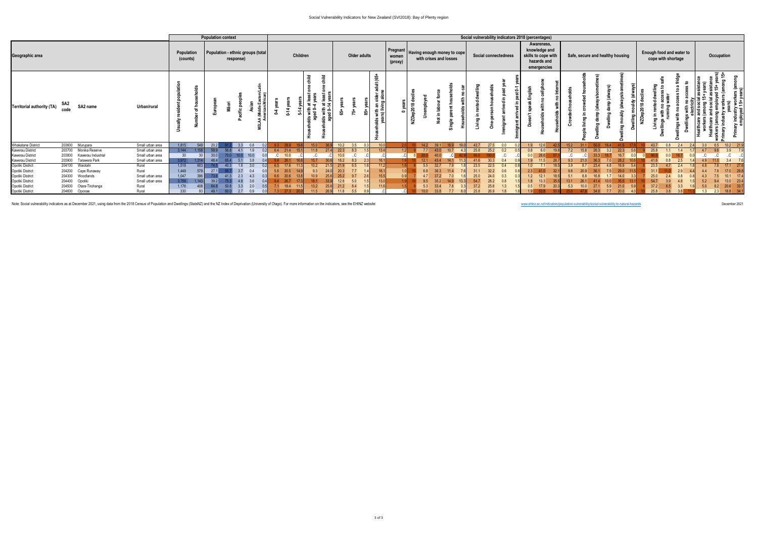| Geographic area | | | | Population (counts) | | Population - ethnic groups (total response) | | | | | Children | | | | | Older adults | | | | Pregnant women (proxy) | Having enough money to cope with crises and losses | | | | | Social connectedness | | | | Awareness, knowledge and skills to cope with hazards and emergencies | | | Safe, secure and healthy housing | | | | | | Enough food and water to cope with shortage | | | | | Occupation | | | |
|---|---|---|---|---|---|---|---|---|---|---|---|---|---|---|---|---|---|---|---|---|---|---|---|---|---|---|---|---|---|---|---|---|---|---|---|---|---|---|---|---|---|---|---|---|---|---|---|
| Territorial authority (TA) | SA2 code | SA2 name | Urban/rural | Usually resident population | Number of households | European | Māori | Pacific peoples | Asian | MELAA (Middle Eastern/Latin American/African) | 0-4 years | 0-14 years | 5-14 years | Households with at least one child aged 0–4 years | Households with at least one child aged 0–14 years | 65+ years | 75+ years | 85+ years | Households with an older adult (65+ years) living alone | 0 years | NZDep2018 deciles | Unemployed | Not in labour force | Single parent households | Households with no car | Living in rented dwelling | One-person households | Immigrant arrived in past year | Immigrant arrived in past 0-1 years | Doesn't speak English | Households with no cellphone | Households with no Internet | Crowded households | People living in crowded households | Dwelling damp (always/sometimes) | Dwelling damp (always) | Dwelling mouldy (always/sometimes) | Dwelling mouldy (always) | NZDep2018 deciles | Living in rented dwelling | Dwellings with no access to safe running water | Dwellings with no access to a fridge | Dwellings with no access to electricity | Healthcare and social assistance workers (among 15+ years) | Healthcare and social assistance workers (among employed 15+ years) | Primary industry workers (among 15+ years) | Primary industry workers (among employed 15+ years) |
| Whakatane District | 203600 | Murupara | Small urban area | 1,815 | 549 | 20.2 | 91.2 | 3.3 | 0.8 | 0.2 | 9.3 | 28.9 | 19.8 | 15.0 | 36.9 | 10.2 | 3.5 | 0.3 | 10.0 | 2.0 | 10 | 14.2 | 39.1 | 16.9 | 19.0 | 43.7 | 27.5 | 0.0 | 0.2 | 1.9 | 12.6 | 42.5 | 15.2 | 31.1 | 50.0 | 16.4 | 41.5 | 17.9 | 10 | 43.7 | 0.8 | 2.4 | 2.4 | 3.0 | 6.5 | 10.2 | 21.9 |
| Kawerau District | 203700 | Monika Reserve | Small urban area | 3,144 | 1,158 | 59.9 | 56.6 | 4.1 | 1.9 | 0.2 | 6.4 | 21.4 | 15.1 | 11.8 | 27.4 | 22.3 | 8.3 | 1.5 | 13.4 | 1.2 | 9 | 7.7 | 43.0 | 10.7 | 4.3 | 25.8 | 25.2 | 0.2 | 0.5 | 0.8 | 6.0 | 19.6 | 7.2 | 15.8 | 26.3 | 3.2 | 22.3 | 5.6 | 9 | 25.8 | 1.1 | 1.4 | 1.7 | 4.7 | 9.6 | 3.9 | 7.9 |
| Kawerau District | 203800 | Kawerau Industrial | Small urban area | 30 | 30 | 30.0 | 70.0 | 10.0 | 10.0 | 0.0 | ..C | 10.0 | ..C | ..C | ..C | 10.0 | ..C | ..C | ..C | ..C | 0 | 20.0 | 40.0 | ..C | 42.9 | 90.0 | 100.0 | ..C | ..C | 0.0 | 28.6 | 57.1 | ..C | ..C | 33.3 | 16.7 | 16.7 | 0.0 | 0 | 90.0 | 0.0 | 16.7 | 0.0 | ..C | ..C | ..C | ..C |
| Kawerau District | 203900 | Tarawera Park | Small urban area | 3,972 | 1,314 | 46.4 | 65.4 | 5.1 | 3.8 | 0.4 | 9.4 | 26.1 | 16.8 | 15.7 | 30.6 | 18.2 | 8.3 | 2.3 | 16.1 | 1.9 | 10 | 12.1 | 43.4 | 14.1 | 11.3 | 41.6 | 30.3 | 0.4 | 0.9 | 1.9 | 11.5 | 28.7 | 9.3 | 21.0 | 36.3 | 7.0 | 28.2 | 10.6 | 10 | 41.6 | 0.8 | 2.5 | 1.4 | 4.9 | 11.0 | 3.4 | 7.6 |
| Opotiki District | 204100 | Waiotahi | Rural | 1,518 | 603 | 74.5 | 40.3 | 1.8 | 3.0 | 0.2 | 6.5 | 17.6 | 11.3 | 10.2 | 21.5 | 21.9 | 6.5 | 1.8 | 11.2 | 1.6 | 8 | 5.5 | 32.7 | 7.9 | 1.8 | 23.5 | 22.5 | 0.4 | 0.8 | 1.0 | 7.1 | 18.5 | 3.9 | 8.7 | 23.4 | 4.8 | 16.9 | 5.4 | 8 | 23.5 | 4.7 | 2.4 | 1.8 | 4.8 | 7.8 | 17.1 | 27.6 |
| Opotiki District | 204200 | Cape Runaway | Rural | 1,449 | 579 | 27.1 | 85.7 | 3.7 | 0.4 | 0.0 | 5.8 | 20.5 | 14.9 | 9.3 | 24.0 | 20.3 | 7.7 | 1.4 | 16.1 | 1.0 | 10 | 6.8 | 36.3 | 11.4 | 7.6 | 31.1 | 32.2 | 0.6 | 0.8 | 2.3 | 41.0 | 32.1 | 9.8 | 20.9 | 36.1 | 7.5 | 29.0 | 11.5 | 10 | 31.1 | 11.0 | 2.9 | 4.4 | 4.4 | 7.8 | 17.0 | 29.8 |
| Opotiki District | 204300 | Woodlands | Small urban area | 1,047 | 396 | 73.6 | 41.3 | 2.3 | 4.3 | 0.3 | 6.6 | 20.6 | 13.8 | 10.9 | 25.6 | 25.2 | 9.7 | 2.6 | 15.5 | 0.9 | 7 | 4.7 | 37.2 | 7.0 | 1.6 | 25.0 | 24.0 | 0.3 | 0.3 | 1.2 | 12.1 | 18.5 | 5.1 | 8.8 | 16.8 | 1.7 | 14.0 | 3.3 | 7 | 25.0 | 2.4 | 0.8 | 0.8 | 4.3 | 7.5 | 10.1 | 17.4 |
| Opotiki District | 204400 | Opotiki | Small urban area | 3,759 | 1,143 | 39.2 | 75.3 | 4.8 | 3.6 | 0.4 | 9.4 | 26.7 | 17.3 | 16.1 | 33.9 | 12.8 | 5.0 | 1.5 | 13.0 | 1.9 | 10 | 9.5 | 35.2 | 14.9 | 13.3 | 54.7 | 28.2 | 0.8 | 1.5 | 1.8 | 13.3 | 35.5 | 13.1 | 26.1 | 41.4 | 10.0 | 35.5 | 13.1 | 10 | 54.7 | 3.9 | 4.8 | 1.5 | 5.2 | 9.4 | 13.0 | 23.4 |
| Opotiki District | 204500 | Otara-Tirohanga | Rural | 1,176 | 408 | 64.8 | 50.8 | 3.3 | 2.0 | 0.5 | 7.1 | 18.4 | 11.5 | 13.2 | 25.6 | 21.2 | 8.4 | 1.5 | 11.6 | 1.5 | 9 | 5.3 | 33.4 | 7.8 | 3.3 | 37.2 | 25.6 | 1.3 | 1.5 | 0.5 | 17.9 | 20.3 | 5.3 | 10.0 | 27.1 | 5.9 | 21.0 | 5.9 | 9 | 37.2 | 6.5 | 3.3 | 1.6 | 5.0 | 8.2 | 20.6 | 33.7 |
| Opotiki District | 204600 | Oponae | Rural | 330 | 93 | 49.1 | 60.0 | 2.7 | 0.9 | 0.0 | 7.3 | 27.3 | 20.0 | 11.5 | 26.9 | 11.8 | 5.5 | 0.9 | ..C | ..C | 10 | 10.0 | 33.8 | 7.7 | 8.0 | 25.8 | 26.9 | 1.8 | 1.8 | 1.9 | 53.8 | 50.0 | 25.0 | 47.8 | 34.6 | 7.7 | 20.0 | 4.0 | 10 | 25.8 | 3.8 | 3.8 | 11.5 | 1.3 | 2.3 | 18.8 | 34.1 |

Note: Social vulnerability indicators as at December 2021, using data from the 2018 Census of Population and Dwellings (StatsNZ) and the NZ Index of Deprivation (University of Otago). For more information on the indicators, see the EHINZ website: www.ehinz.ac.nz/indicators/population-vulnerability/social-vulnerability-to-natural-hazards

December 2021